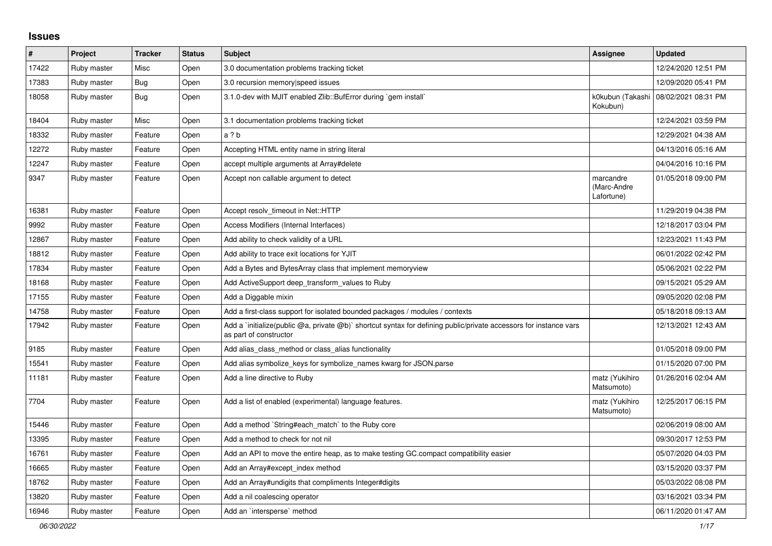## Issues

| # | Project | Tracker | Status | Subject | Assignee | Updated |
|---|---|---|---|---|---|---|
| 17422 | Ruby master | Misc | Open | 3.0 documentation problems tracking ticket | | 12/24/2020 12:51 PM |
| 17383 | Ruby master | Bug | Open | 3.0 recursion memory\|speed issues | | 12/09/2020 05:41 PM |
| 18058 | Ruby master | Bug | Open | 3.1.0-dev with MJIT enabled Zlib::BufError during `gem install` | k0kubun (Takashi Kokubun) | 08/02/2021 08:31 PM |
| 18404 | Ruby master | Misc | Open | 3.1 documentation problems tracking ticket | | 12/24/2021 03:59 PM |
| 18332 | Ruby master | Feature | Open | a ? b | | 12/29/2021 04:38 AM |
| 12272 | Ruby master | Feature | Open | Accepting HTML entity name in string literal | | 04/13/2016 05:16 AM |
| 12247 | Ruby master | Feature | Open | accept multiple arguments at Array#delete | | 04/04/2016 10:16 PM |
| 9347 | Ruby master | Feature | Open | Accept non callable argument to detect | marcandre (Marc-Andre Lafortune) | 01/05/2018 09:00 PM |
| 16381 | Ruby master | Feature | Open | Accept resolv_timeout in Net::HTTP | | 11/29/2019 04:38 PM |
| 9992 | Ruby master | Feature | Open | Access Modifiers (Internal Interfaces) | | 12/18/2017 03:04 PM |
| 12867 | Ruby master | Feature | Open | Add ability to check validity of a URL | | 12/23/2021 11:43 PM |
| 18812 | Ruby master | Feature | Open | Add ability to trace exit locations for YJIT | | 06/01/2022 02:42 PM |
| 17834 | Ruby master | Feature | Open | Add a Bytes and BytesArray class that implement memoryview | | 05/06/2021 02:22 PM |
| 18168 | Ruby master | Feature | Open | Add ActiveSupport deep_transform_values to Ruby | | 09/15/2021 05:29 AM |
| 17155 | Ruby master | Feature | Open | Add a Diggable mixin | | 09/05/2020 02:08 PM |
| 14758 | Ruby master | Feature | Open | Add a first-class support for isolated bounded packages / modules / contexts | | 05/18/2018 09:13 AM |
| 17942 | Ruby master | Feature | Open | Add a `initialize(public @a, private @b)` shortcut syntax for defining public/private accessors for instance vars as part of constructor | | 12/13/2021 12:43 AM |
| 9185 | Ruby master | Feature | Open | Add alias_class_method or class_alias functionality | | 01/05/2018 09:00 PM |
| 15541 | Ruby master | Feature | Open | Add alias symbolize_keys for symbolize_names kwarg for JSON.parse | | 01/15/2020 07:00 PM |
| 11181 | Ruby master | Feature | Open | Add a line directive to Ruby | matz (Yukihiro Matsumoto) | 01/26/2016 02:04 AM |
| 7704 | Ruby master | Feature | Open | Add a list of enabled (experimental) language features. | matz (Yukihiro Matsumoto) | 12/25/2017 06:15 PM |
| 15446 | Ruby master | Feature | Open | Add a method `String#each_match` to the Ruby core | | 02/06/2019 08:00 AM |
| 13395 | Ruby master | Feature | Open | Add a method to check for not nil | | 09/30/2017 12:53 PM |
| 16761 | Ruby master | Feature | Open | Add an API to move the entire heap, as to make testing GC.compact compatibility easier | | 05/07/2020 04:03 PM |
| 16665 | Ruby master | Feature | Open | Add an Array#except_index method | | 03/15/2020 03:37 PM |
| 18762 | Ruby master | Feature | Open | Add an Array#undigits that compliments Integer#digits | | 05/03/2022 08:08 PM |
| 13820 | Ruby master | Feature | Open | Add a nil coalescing operator | | 03/16/2021 03:34 PM |
| 16946 | Ruby master | Feature | Open | Add an `intersperse` method | | 06/11/2020 01:47 AM |

*06/30/2022*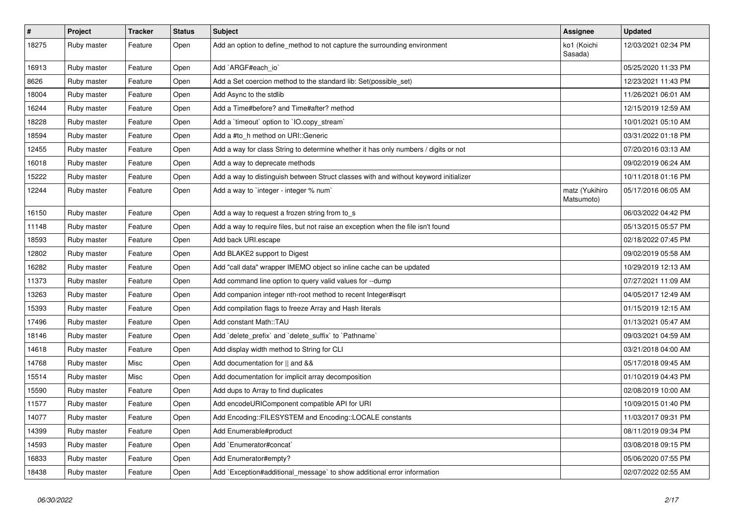| # | Project | Tracker | Status | Subject | Assignee | Updated |
|---|---|---|---|---|---|---|
| 18275 | Ruby master | Feature | Open | Add an option to define_method to not capture the surrounding environment | ko1 (Koichi Sasada) | 12/03/2021 02:34 PM |
| 16913 | Ruby master | Feature | Open | Add `ARGF#each_io` | | 05/25/2020 11:33 PM |
| 8626 | Ruby master | Feature | Open | Add a Set coercion method to the standard lib: Set(possible_set) | | 12/23/2021 11:43 PM |
| 18004 | Ruby master | Feature | Open | Add Async to the stdlib | | 11/26/2021 06:01 AM |
| 16244 | Ruby master | Feature | Open | Add a Time#before? and Time#after? method | | 12/15/2019 12:59 AM |
| 18228 | Ruby master | Feature | Open | Add a `timeout` option to `IO.copy_stream` | | 10/01/2021 05:10 AM |
| 18594 | Ruby master | Feature | Open | Add a #to_h method on URI::Generic | | 03/31/2022 01:18 PM |
| 12455 | Ruby master | Feature | Open | Add a way for class String to determine whether it has only numbers / digits or not | | 07/20/2016 03:13 AM |
| 16018 | Ruby master | Feature | Open | Add a way to deprecate methods | | 09/02/2019 06:24 AM |
| 15222 | Ruby master | Feature | Open | Add a way to distinguish between Struct classes with and without keyword initializer | | 10/11/2018 01:16 PM |
| 12244 | Ruby master | Feature | Open | Add a way to `integer - integer % num` | matz (Yukihiro Matsumoto) | 05/17/2016 06:05 AM |
| 16150 | Ruby master | Feature | Open | Add a way to request a frozen string from to_s | | 06/03/2022 04:42 PM |
| 11148 | Ruby master | Feature | Open | Add a way to require files, but not raise an exception when the file isn't found | | 05/13/2015 05:57 PM |
| 18593 | Ruby master | Feature | Open | Add back URI.escape | | 02/18/2022 07:45 PM |
| 12802 | Ruby master | Feature | Open | Add BLAKE2 support to Digest | | 09/02/2019 05:58 AM |
| 16282 | Ruby master | Feature | Open | Add "call data" wrapper IMEMO object so inline cache can be updated | | 10/29/2019 12:13 AM |
| 11373 | Ruby master | Feature | Open | Add command line option to query valid values for --dump | | 07/27/2021 11:09 AM |
| 13263 | Ruby master | Feature | Open | Add companion integer nth-root method to recent Integer#isqrt | | 04/05/2017 12:49 AM |
| 15393 | Ruby master | Feature | Open | Add compilation flags to freeze Array and Hash literals | | 01/15/2019 12:15 AM |
| 17496 | Ruby master | Feature | Open | Add constant Math::TAU | | 01/13/2021 05:47 AM |
| 18146 | Ruby master | Feature | Open | Add `delete_prefix` and `delete_suffix` to `Pathname` | | 09/03/2021 04:59 AM |
| 14618 | Ruby master | Feature | Open | Add display width method to String for CLI | | 03/21/2018 04:00 AM |
| 14768 | Ruby master | Misc | Open | Add documentation for \|\| and && | | 05/17/2018 09:45 AM |
| 15514 | Ruby master | Misc | Open | Add documentation for implicit array decomposition | | 01/10/2019 04:43 PM |
| 15590 | Ruby master | Feature | Open | Add dups to Array to find duplicates | | 02/08/2019 10:00 AM |
| 11577 | Ruby master | Feature | Open | Add encodeURIComponent compatible API for URI | | 10/09/2015 01:40 PM |
| 14077 | Ruby master | Feature | Open | Add Encoding::FILESYSTEM and Encoding::LOCALE constants | | 11/03/2017 09:31 PM |
| 14399 | Ruby master | Feature | Open | Add Enumerable#product | | 08/11/2019 09:34 PM |
| 14593 | Ruby master | Feature | Open | Add `Enumerator#concat` | | 03/08/2018 09:15 PM |
| 16833 | Ruby master | Feature | Open | Add Enumerator#empty? | | 05/06/2020 07:55 PM |
| 18438 | Ruby master | Feature | Open | Add `Exception#additional_message` to show additional error information | | 02/07/2022 02:55 AM |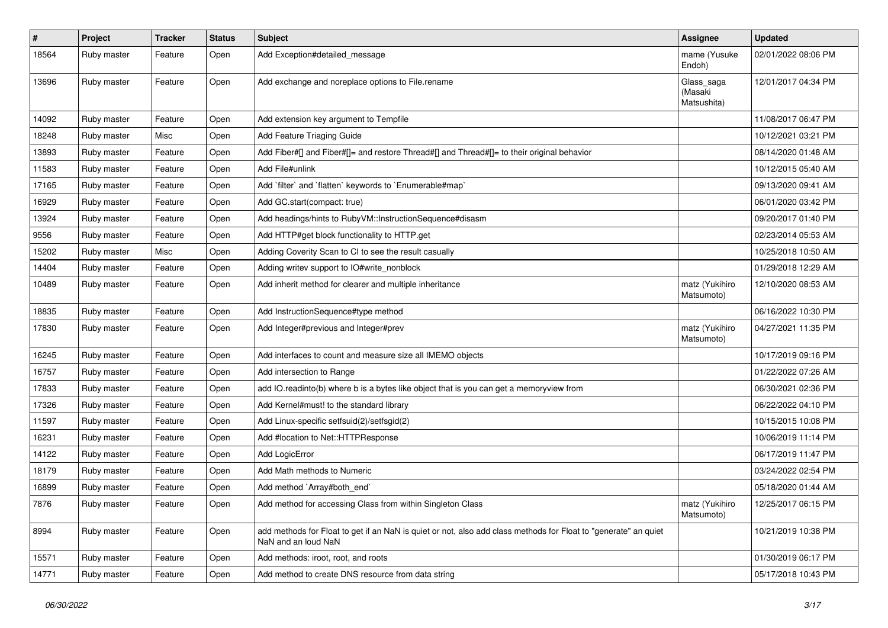| # | Project | Tracker | Status | Subject | Assignee | Updated |
| --- | --- | --- | --- | --- | --- | --- |
| 18564 | Ruby master | Feature | Open | Add Exception#detailed_message | mame (Yusuke Endoh) | 02/01/2022 08:06 PM |
| 13696 | Ruby master | Feature | Open | Add exchange and noreplace options to File.rename | Glass_saga (Masaki Matsushita) | 12/01/2017 04:34 PM |
| 14092 | Ruby master | Feature | Open | Add extension key argument to Tempfile | | 11/08/2017 06:47 PM |
| 18248 | Ruby master | Misc | Open | Add Feature Triaging Guide | | 10/12/2021 03:21 PM |
| 13893 | Ruby master | Feature | Open | Add Fiber#[] and Fiber#[]= and restore Thread#[] and Thread#[]= to their original behavior | | 08/14/2020 01:48 AM |
| 11583 | Ruby master | Feature | Open | Add File#unlink | | 10/12/2015 05:40 AM |
| 17165 | Ruby master | Feature | Open | Add `filter` and `flatten` keywords to `Enumerable#map` | | 09/13/2020 09:41 AM |
| 16929 | Ruby master | Feature | Open | Add GC.start(compact: true) | | 06/01/2020 03:42 PM |
| 13924 | Ruby master | Feature | Open | Add headings/hints to RubyVM::InstructionSequence#disasm | | 09/20/2017 01:40 PM |
| 9556 | Ruby master | Feature | Open | Add HTTP#get block functionality to HTTP.get | | 02/23/2014 05:53 AM |
| 15202 | Ruby master | Misc | Open | Adding Coverity Scan to CI to see the result casually | | 10/25/2018 10:50 AM |
| 14404 | Ruby master | Feature | Open | Adding writev support to IO#write_nonblock | | 01/29/2018 12:29 AM |
| 10489 | Ruby master | Feature | Open | Add inherit method for clearer and multiple inheritance | matz (Yukihiro Matsumoto) | 12/10/2020 08:53 AM |
| 18835 | Ruby master | Feature | Open | Add InstructionSequence#type method | | 06/16/2022 10:30 PM |
| 17830 | Ruby master | Feature | Open | Add Integer#previous and Integer#prev | matz (Yukihiro Matsumoto) | 04/27/2021 11:35 PM |
| 16245 | Ruby master | Feature | Open | Add interfaces to count and measure size all IMEMO objects | | 10/17/2019 09:16 PM |
| 16757 | Ruby master | Feature | Open | Add intersection to Range | | 01/22/2022 07:26 AM |
| 17833 | Ruby master | Feature | Open | add IO.readinto(b) where b is a bytes like object that is you can get a memoryview from | | 06/30/2021 02:36 PM |
| 17326 | Ruby master | Feature | Open | Add Kernel#must! to the standard library | | 06/22/2022 04:10 PM |
| 11597 | Ruby master | Feature | Open | Add Linux-specific setfsuid(2)/setfsgid(2) | | 10/15/2015 10:08 PM |
| 16231 | Ruby master | Feature | Open | Add #location to Net::HTTPResponse | | 10/06/2019 11:14 PM |
| 14122 | Ruby master | Feature | Open | Add LogicError | | 06/17/2019 11:47 PM |
| 18179 | Ruby master | Feature | Open | Add Math methods to Numeric | | 03/24/2022 02:54 PM |
| 16899 | Ruby master | Feature | Open | Add method `Array#both_end` | | 05/18/2020 01:44 AM |
| 7876 | Ruby master | Feature | Open | Add method for accessing Class from within Singleton Class | matz (Yukihiro Matsumoto) | 12/25/2017 06:15 PM |
| 8994 | Ruby master | Feature | Open | add methods for Float to get if an NaN is quiet or not, also add class methods for Float to "generate" an quiet NaN and an loud NaN | | 10/21/2019 10:38 PM |
| 15571 | Ruby master | Feature | Open | Add methods: iroot, root, and roots | | 01/30/2019 06:17 PM |
| 14771 | Ruby master | Feature | Open | Add method to create DNS resource from data string | | 05/17/2018 10:43 PM |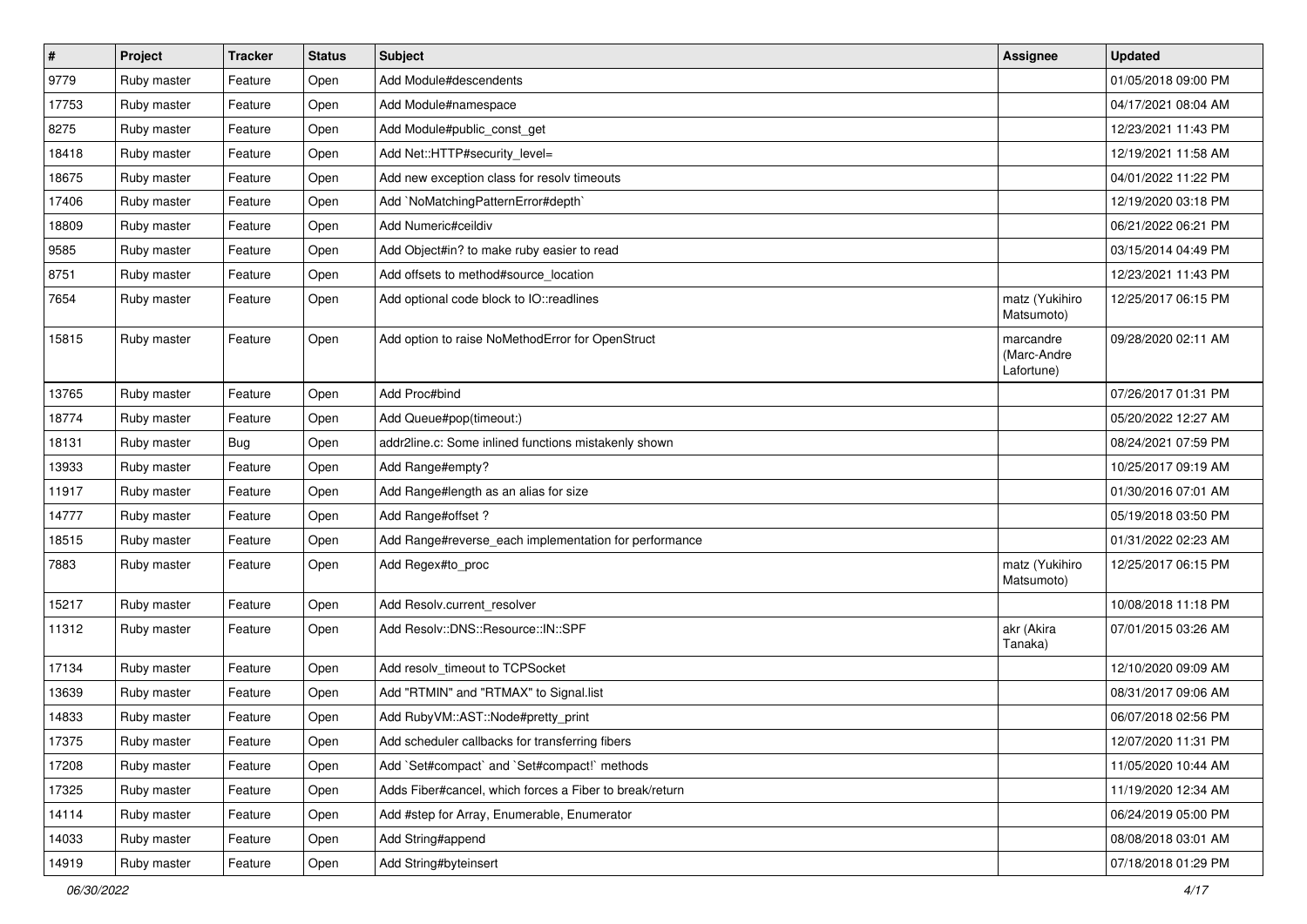| # | Project | Tracker | Status | Subject | Assignee | Updated |
|---|---|---|---|---|---|---|
| 9779 | Ruby master | Feature | Open | Add Module#descendents | | 01/05/2018 09:00 PM |
| 17753 | Ruby master | Feature | Open | Add Module#namespace | | 04/17/2021 08:04 AM |
| 8275 | Ruby master | Feature | Open | Add Module#public_const_get | | 12/23/2021 11:43 PM |
| 18418 | Ruby master | Feature | Open | Add Net::HTTP#security_level= | | 12/19/2021 11:58 AM |
| 18675 | Ruby master | Feature | Open | Add new exception class for resolv timeouts | | 04/01/2022 11:22 PM |
| 17406 | Ruby master | Feature | Open | Add `NoMatchingPatternError#depth` | | 12/19/2020 03:18 PM |
| 18809 | Ruby master | Feature | Open | Add Numeric#ceildiv | | 06/21/2022 06:21 PM |
| 9585 | Ruby master | Feature | Open | Add Object#in? to make ruby easier to read | | 03/15/2014 04:49 PM |
| 8751 | Ruby master | Feature | Open | Add offsets to method#source_location | | 12/23/2021 11:43 PM |
| 7654 | Ruby master | Feature | Open | Add optional code block to IO::readlines | matz (Yukihiro Matsumoto) | 12/25/2017 06:15 PM |
| 15815 | Ruby master | Feature | Open | Add option to raise NoMethodError for OpenStruct | marcandre (Marc-Andre Lafortune) | 09/28/2020 02:11 AM |
| 13765 | Ruby master | Feature | Open | Add Proc#bind | | 07/26/2017 01:31 PM |
| 18774 | Ruby master | Feature | Open | Add Queue#pop(timeout:) | | 05/20/2022 12:27 AM |
| 18131 | Ruby master | Bug | Open | addr2line.c: Some inlined functions mistakenly shown | | 08/24/2021 07:59 PM |
| 13933 | Ruby master | Feature | Open | Add Range#empty? | | 10/25/2017 09:19 AM |
| 11917 | Ruby master | Feature | Open | Add Range#length as an alias for size | | 01/30/2016 07:01 AM |
| 14777 | Ruby master | Feature | Open | Add Range#offset ? | | 05/19/2018 03:50 PM |
| 18515 | Ruby master | Feature | Open | Add Range#reverse_each implementation for performance | | 01/31/2022 02:23 AM |
| 7883 | Ruby master | Feature | Open | Add Regex#to_proc | matz (Yukihiro Matsumoto) | 12/25/2017 06:15 PM |
| 15217 | Ruby master | Feature | Open | Add Resolv.current_resolver | | 10/08/2018 11:18 PM |
| 11312 | Ruby master | Feature | Open | Add Resolv::DNS::Resource::IN::SPF | akr (Akira Tanaka) | 07/01/2015 03:26 AM |
| 17134 | Ruby master | Feature | Open | Add resolv_timeout to TCPSocket | | 12/10/2020 09:09 AM |
| 13639 | Ruby master | Feature | Open | Add "RTMIN" and "RTMAX" to Signal.list | | 08/31/2017 09:06 AM |
| 14833 | Ruby master | Feature | Open | Add RubyVM::AST::Node#pretty_print | | 06/07/2018 02:56 PM |
| 17375 | Ruby master | Feature | Open | Add scheduler callbacks for transferring fibers | | 12/07/2020 11:31 PM |
| 17208 | Ruby master | Feature | Open | Add `Set#compact` and `Set#compact!` methods | | 11/05/2020 10:44 AM |
| 17325 | Ruby master | Feature | Open | Adds Fiber#cancel, which forces a Fiber to break/return | | 11/19/2020 12:34 AM |
| 14114 | Ruby master | Feature | Open | Add #step for Array, Enumerable, Enumerator | | 06/24/2019 05:00 PM |
| 14033 | Ruby master | Feature | Open | Add String#append | | 08/08/2018 03:01 AM |
| 14919 | Ruby master | Feature | Open | Add String#byteinsert | | 07/18/2018 01:29 PM |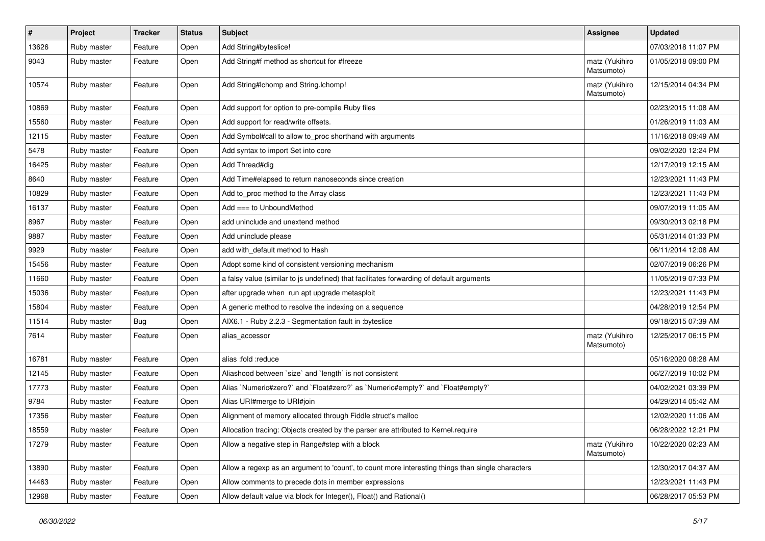| # | Project | Tracker | Status | Subject | Assignee | Updated |
|---|---|---|---|---|---|---|
| 13626 | Ruby master | Feature | Open | Add String#byteslice! | | 07/03/2018 11:07 PM |
| 9043 | Ruby master | Feature | Open | Add String#f method as shortcut for #freeze | matz (Yukihiro Matsumoto) | 01/05/2018 09:00 PM |
| 10574 | Ruby master | Feature | Open | Add String#lchomp and String.lchomp! | matz (Yukihiro Matsumoto) | 12/15/2014 04:34 PM |
| 10869 | Ruby master | Feature | Open | Add support for option to pre-compile Ruby files | | 02/23/2015 11:08 AM |
| 15560 | Ruby master | Feature | Open | Add support for read/write offsets. | | 01/26/2019 11:03 AM |
| 12115 | Ruby master | Feature | Open | Add Symbol#call to allow to_proc shorthand with arguments | | 11/16/2018 09:49 AM |
| 5478 | Ruby master | Feature | Open | Add syntax to import Set into core | | 09/02/2020 12:24 PM |
| 16425 | Ruby master | Feature | Open | Add Thread#dig | | 12/17/2019 12:15 AM |
| 8640 | Ruby master | Feature | Open | Add Time#elapsed to return nanoseconds since creation | | 12/23/2021 11:43 PM |
| 10829 | Ruby master | Feature | Open | Add to_proc method to the Array class | | 12/23/2021 11:43 PM |
| 16137 | Ruby master | Feature | Open | Add === to UnboundMethod | | 09/07/2019 11:05 AM |
| 8967 | Ruby master | Feature | Open | add uninclude and unextend method | | 09/30/2013 02:18 PM |
| 9887 | Ruby master | Feature | Open | Add uninclude please | | 05/31/2014 01:33 PM |
| 9929 | Ruby master | Feature | Open | add with_default method to Hash | | 06/11/2014 12:08 AM |
| 15456 | Ruby master | Feature | Open | Adopt some kind of consistent versioning mechanism | | 02/07/2019 06:26 PM |
| 11660 | Ruby master | Feature | Open | a falsy value (similar to js undefined) that facilitates forwarding of default arguments | | 11/05/2019 07:33 PM |
| 15036 | Ruby master | Feature | Open | after upgrade when run apt upgrade metasploit | | 12/23/2021 11:43 PM |
| 15804 | Ruby master | Feature | Open | A generic method to resolve the indexing on a sequence | | 04/28/2019 12:54 PM |
| 11514 | Ruby master | Bug | Open | AIX6.1 - Ruby 2.2.3 - Segmentation fault in :byteslice | | 09/18/2015 07:39 AM |
| 7614 | Ruby master | Feature | Open | alias_accessor | matz (Yukihiro Matsumoto) | 12/25/2017 06:15 PM |
| 16781 | Ruby master | Feature | Open | alias :fold :reduce | | 05/16/2020 08:28 AM |
| 12145 | Ruby master | Feature | Open | Aliashood between `size` and `length` is not consistent | | 06/27/2019 10:02 PM |
| 17773 | Ruby master | Feature | Open | Alias `Numeric#zero?` and `Float#zero?` as `Numeric#empty?` and `Float#empty?` | | 04/02/2021 03:39 PM |
| 9784 | Ruby master | Feature | Open | Alias URI#merge to URI#join | | 04/29/2014 05:42 AM |
| 17356 | Ruby master | Feature | Open | Alignment of memory allocated through Fiddle struct's malloc | | 12/02/2020 11:06 AM |
| 18559 | Ruby master | Feature | Open | Allocation tracing: Objects created by the parser are attributed to Kernel.require | | 06/28/2022 12:21 PM |
| 17279 | Ruby master | Feature | Open | Allow a negative step in Range#step with a block | matz (Yukihiro Matsumoto) | 10/22/2020 02:23 AM |
| 13890 | Ruby master | Feature | Open | Allow a regexp as an argument to 'count', to count more interesting things than single characters | | 12/30/2017 04:37 AM |
| 14463 | Ruby master | Feature | Open | Allow comments to precede dots in member expressions | | 12/23/2021 11:43 PM |
| 12968 | Ruby master | Feature | Open | Allow default value via block for Integer(), Float() and Rational() | | 06/28/2017 05:53 PM |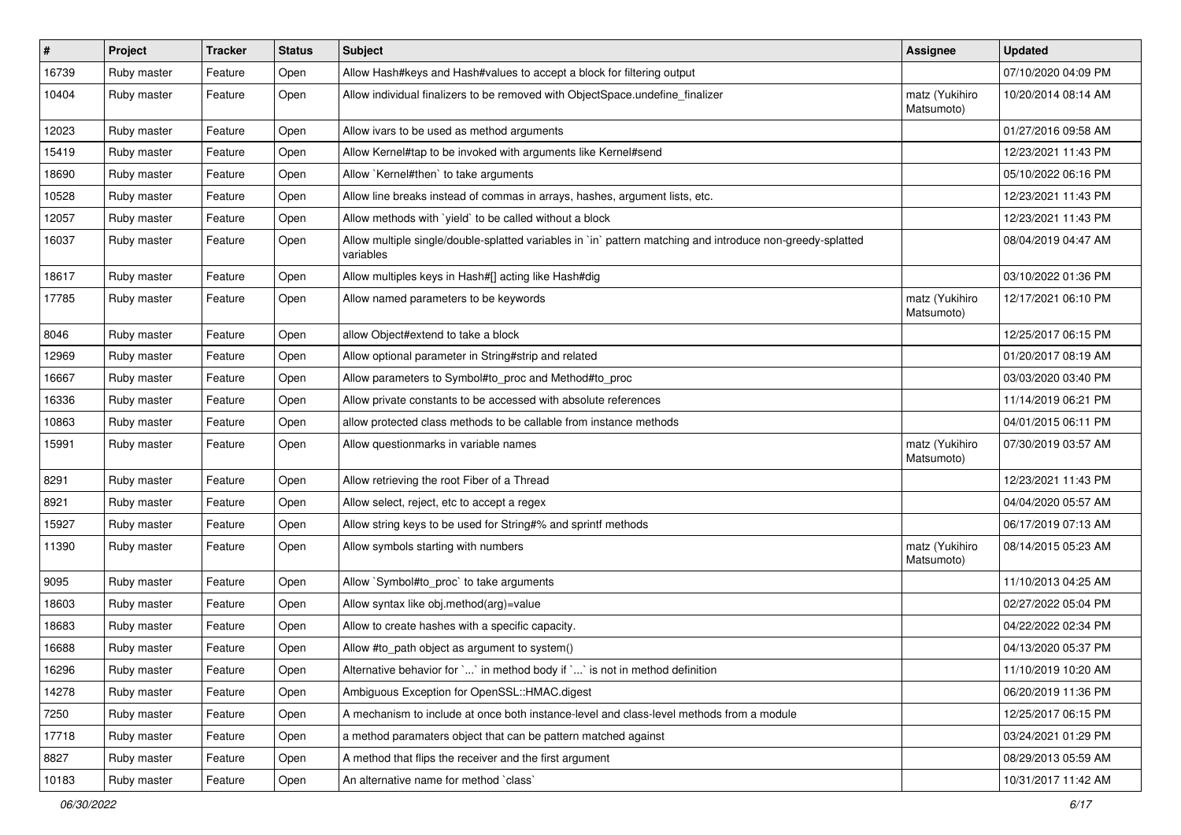| # | Project | Tracker | Status | Subject | Assignee | Updated |
| --- | --- | --- | --- | --- | --- | --- |
| 16739 | Ruby master | Feature | Open | Allow Hash#keys and Hash#values to accept a block for filtering output | | 07/10/2020 04:09 PM |
| 10404 | Ruby master | Feature | Open | Allow individual finalizers to be removed with ObjectSpace.undefine_finalizer | matz (Yukihiro Matsumoto) | 10/20/2014 08:14 AM |
| 12023 | Ruby master | Feature | Open | Allow ivars to be used as method arguments | | 01/27/2016 09:58 AM |
| 15419 | Ruby master | Feature | Open | Allow Kernel#tap to be invoked with arguments like Kernel#send | | 12/23/2021 11:43 PM |
| 18690 | Ruby master | Feature | Open | Allow `Kernel#then` to take arguments | | 05/10/2022 06:16 PM |
| 10528 | Ruby master | Feature | Open | Allow line breaks instead of commas in arrays, hashes, argument lists, etc. | | 12/23/2021 11:43 PM |
| 12057 | Ruby master | Feature | Open | Allow methods with `yield` to be called without a block | | 12/23/2021 11:43 PM |
| 16037 | Ruby master | Feature | Open | Allow multiple single/double-splatted variables in `in` pattern matching and introduce non-greedy-splatted variables | | 08/04/2019 04:47 AM |
| 18617 | Ruby master | Feature | Open | Allow multiples keys in Hash#[] acting like Hash#dig | | 03/10/2022 01:36 PM |
| 17785 | Ruby master | Feature | Open | Allow named parameters to be keywords | matz (Yukihiro Matsumoto) | 12/17/2021 06:10 PM |
| 8046 | Ruby master | Feature | Open | allow Object#extend to take a block | | 12/25/2017 06:15 PM |
| 12969 | Ruby master | Feature | Open | Allow optional parameter in String#strip and related | | 01/20/2017 08:19 AM |
| 16667 | Ruby master | Feature | Open | Allow parameters to Symbol#to_proc and Method#to_proc | | 03/03/2020 03:40 PM |
| 16336 | Ruby master | Feature | Open | Allow private constants to be accessed with absolute references | | 11/14/2019 06:21 PM |
| 10863 | Ruby master | Feature | Open | allow protected class methods to be callable from instance methods | | 04/01/2015 06:11 PM |
| 15991 | Ruby master | Feature | Open | Allow questionmarks in variable names | matz (Yukihiro Matsumoto) | 07/30/2019 03:57 AM |
| 8291 | Ruby master | Feature | Open | Allow retrieving the root Fiber of a Thread | | 12/23/2021 11:43 PM |
| 8921 | Ruby master | Feature | Open | Allow select, reject, etc to accept a regex | | 04/04/2020 05:57 AM |
| 15927 | Ruby master | Feature | Open | Allow string keys to be used for String#% and sprintf methods | | 06/17/2019 07:13 AM |
| 11390 | Ruby master | Feature | Open | Allow symbols starting with numbers | matz (Yukihiro Matsumoto) | 08/14/2015 05:23 AM |
| 9095 | Ruby master | Feature | Open | Allow `Symbol#to_proc` to take arguments | | 11/10/2013 04:25 AM |
| 18603 | Ruby master | Feature | Open | Allow syntax like obj.method(arg)=value | | 02/27/2022 05:04 PM |
| 18683 | Ruby master | Feature | Open | Allow to create hashes with a specific capacity. | | 04/22/2022 02:34 PM |
| 16688 | Ruby master | Feature | Open | Allow #to_path object as argument to system() | | 04/13/2020 05:37 PM |
| 16296 | Ruby master | Feature | Open | Alternative behavior for `...` in method body if `...` is not in method definition | | 11/10/2019 10:20 AM |
| 14278 | Ruby master | Feature | Open | Ambiguous Exception for OpenSSL::HMAC.digest | | 06/20/2019 11:36 PM |
| 7250 | Ruby master | Feature | Open | A mechanism to include at once both instance-level and class-level methods from a module | | 12/25/2017 06:15 PM |
| 17718 | Ruby master | Feature | Open | a method paramaters object that can be pattern matched against | | 03/24/2021 01:29 PM |
| 8827 | Ruby master | Feature | Open | A method that flips the receiver and the first argument | | 08/29/2013 05:59 AM |
| 10183 | Ruby master | Feature | Open | An alternative name for method `class` | | 10/31/2017 11:42 AM |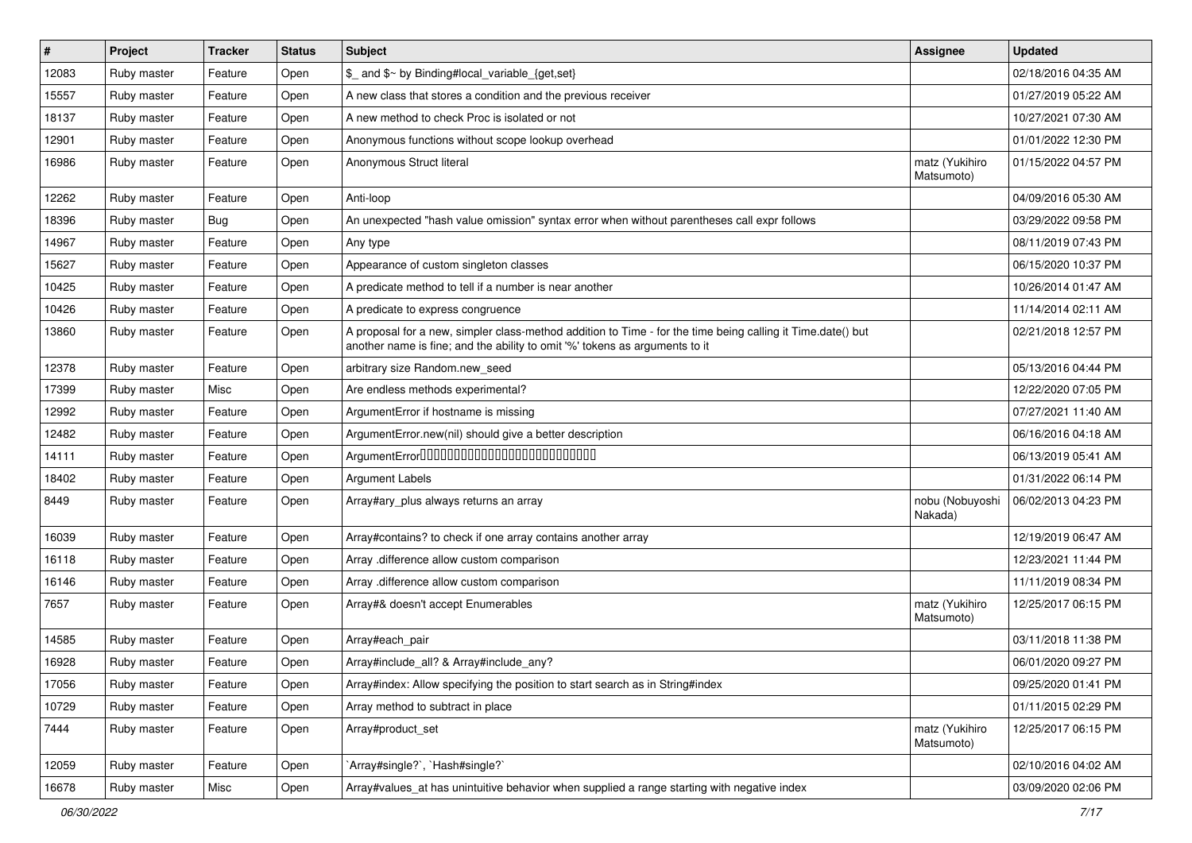| # | Project | Tracker | Status | Subject | Assignee | Updated |
|---|---|---|---|---|---|---|
| 12083 | Ruby master | Feature | Open | $_ and $~ by Binding#local_variable_{get,set} | | 02/18/2016 04:35 AM |
| 15557 | Ruby master | Feature | Open | A new class that stores a condition and the previous receiver | | 01/27/2019 05:22 AM |
| 18137 | Ruby master | Feature | Open | A new method to check Proc is isolated or not | | 10/27/2021 07:30 AM |
| 12901 | Ruby master | Feature | Open | Anonymous functions without scope lookup overhead | | 01/01/2022 12:30 PM |
| 16986 | Ruby master | Feature | Open | Anonymous Struct literal | matz (Yukihiro Matsumoto) | 01/15/2022 04:57 PM |
| 12262 | Ruby master | Feature | Open | Anti-loop | | 04/09/2016 05:30 AM |
| 18396 | Ruby master | Bug | Open | An unexpected "hash value omission" syntax error when without parentheses call expr follows | | 03/29/2022 09:58 PM |
| 14967 | Ruby master | Feature | Open | Any type | | 08/11/2019 07:43 PM |
| 15627 | Ruby master | Feature | Open | Appearance of custom singleton classes | | 06/15/2020 10:37 PM |
| 10425 | Ruby master | Feature | Open | A predicate method to tell if a number is near another | | 10/26/2014 01:47 AM |
| 10426 | Ruby master | Feature | Open | A predicate to express congruence | | 11/14/2014 02:11 AM |
| 13860 | Ruby master | Feature | Open | A proposal for a new, simpler class-method addition to Time - for the time being calling it Time.date() but another name is fine; and the ability to omit '%' tokens as arguments to it | | 02/21/2018 12:57 PM |
| 12378 | Ruby master | Feature | Open | arbitrary size Random.new_seed | | 05/13/2016 04:44 PM |
| 17399 | Ruby master | Misc | Open | Are endless methods experimental? | | 12/22/2020 07:05 PM |
| 12992 | Ruby master | Feature | Open | ArgumentError if hostname is missing | | 07/27/2021 11:40 AM |
| 12482 | Ruby master | Feature | Open | ArgumentError.new(nil) should give a better description | | 06/16/2016 04:18 AM |
| 14111 | Ruby master | Feature | Open | ArgumentError□□□□□□□□□□□□□□□□□□□□□□□□□□□□ | | 06/13/2019 05:41 AM |
| 18402 | Ruby master | Feature | Open | Argument Labels | | 01/31/2022 06:14 PM |
| 8449 | Ruby master | Feature | Open | Array#ary_plus always returns an array | nobu (Nobuyoshi Nakada) | 06/02/2013 04:23 PM |
| 16039 | Ruby master | Feature | Open | Array#contains? to check if one array contains another array | | 12/19/2019 06:47 AM |
| 16118 | Ruby master | Feature | Open | Array .difference allow custom comparison | | 12/23/2021 11:44 PM |
| 16146 | Ruby master | Feature | Open | Array .difference allow custom comparison | | 11/11/2019 08:34 PM |
| 7657 | Ruby master | Feature | Open | Array#& doesn't accept Enumerables | matz (Yukihiro Matsumoto) | 12/25/2017 06:15 PM |
| 14585 | Ruby master | Feature | Open | Array#each_pair | | 03/11/2018 11:38 PM |
| 16928 | Ruby master | Feature | Open | Array#include_all? & Array#include_any? | | 06/01/2020 09:27 PM |
| 17056 | Ruby master | Feature | Open | Array#index: Allow specifying the position to start search as in String#index | | 09/25/2020 01:41 PM |
| 10729 | Ruby master | Feature | Open | Array method to subtract in place | | 01/11/2015 02:29 PM |
| 7444 | Ruby master | Feature | Open | Array#product_set | matz (Yukihiro Matsumoto) | 12/25/2017 06:15 PM |
| 12059 | Ruby master | Feature | Open | `Array#single?`, `Hash#single?` | | 02/10/2016 04:02 AM |
| 16678 | Ruby master | Misc | Open | Array#values_at has unintuitive behavior when supplied a range starting with negative index | | 03/09/2020 02:06 PM |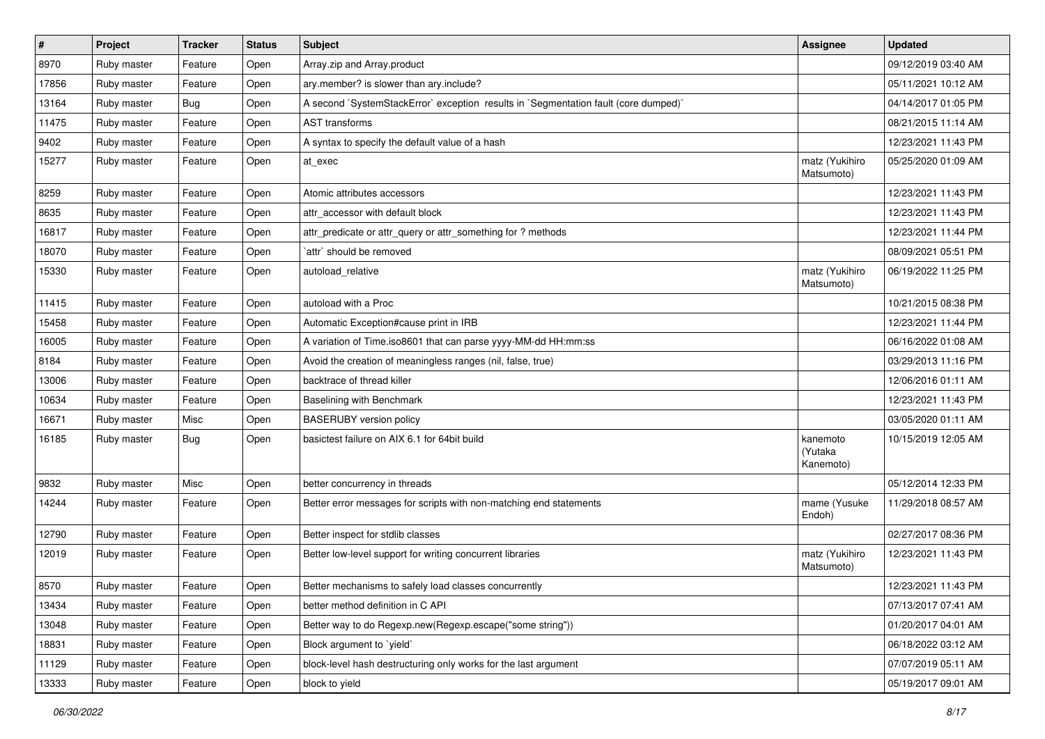| # | Project | Tracker | Status | Subject | Assignee | Updated |
|---|---|---|---|---|---|---|
| 8970 | Ruby master | Feature | Open | Array.zip and Array.product | | 09/12/2019 03:40 AM |
| 17856 | Ruby master | Feature | Open | ary.member? is slower than ary.include? | | 05/11/2021 10:12 AM |
| 13164 | Ruby master | Bug | Open | A second `SystemStackError` exception results in `Segmentation fault (core dumped)` | | 04/14/2017 01:05 PM |
| 11475 | Ruby master | Feature | Open | AST transforms | | 08/21/2015 11:14 AM |
| 9402 | Ruby master | Feature | Open | A syntax to specify the default value of a hash | | 12/23/2021 11:43 PM |
| 15277 | Ruby master | Feature | Open | at_exec | matz (Yukihiro Matsumoto) | 05/25/2020 01:09 AM |
| 8259 | Ruby master | Feature | Open | Atomic attributes accessors | | 12/23/2021 11:43 PM |
| 8635 | Ruby master | Feature | Open | attr_accessor with default block | | 12/23/2021 11:43 PM |
| 16817 | Ruby master | Feature | Open | attr_predicate or attr_query or attr_something for ? methods | | 12/23/2021 11:44 PM |
| 18070 | Ruby master | Feature | Open | `attr` should be removed | | 08/09/2021 05:51 PM |
| 15330 | Ruby master | Feature | Open | autoload_relative | matz (Yukihiro Matsumoto) | 06/19/2022 11:25 PM |
| 11415 | Ruby master | Feature | Open | autoload with a Proc | | 10/21/2015 08:38 PM |
| 15458 | Ruby master | Feature | Open | Automatic Exception#cause print in IRB | | 12/23/2021 11:44 PM |
| 16005 | Ruby master | Feature | Open | A variation of Time.iso8601 that can parse yyyy-MM-dd HH:mm:ss | | 06/16/2022 01:08 AM |
| 8184 | Ruby master | Feature | Open | Avoid the creation of meaningless ranges (nil, false, true) | | 03/29/2013 11:16 PM |
| 13006 | Ruby master | Feature | Open | backtrace of thread killer | | 12/06/2016 01:11 AM |
| 10634 | Ruby master | Feature | Open | Baselining with Benchmark | | 12/23/2021 11:43 PM |
| 16671 | Ruby master | Misc | Open | BASERUBY version policy | | 03/05/2020 01:11 AM |
| 16185 | Ruby master | Bug | Open | basictest failure on AIX 6.1 for 64bit build | kanemoto (Yutaka Kanemoto) | 10/15/2019 12:05 AM |
| 9832 | Ruby master | Misc | Open | better concurrency in threads | | 05/12/2014 12:33 PM |
| 14244 | Ruby master | Feature | Open | Better error messages for scripts with non-matching end statements | mame (Yusuke Endoh) | 11/29/2018 08:57 AM |
| 12790 | Ruby master | Feature | Open | Better inspect for stdlib classes | | 02/27/2017 08:36 PM |
| 12019 | Ruby master | Feature | Open | Better low-level support for writing concurrent libraries | matz (Yukihiro Matsumoto) | 12/23/2021 11:43 PM |
| 8570 | Ruby master | Feature | Open | Better mechanisms to safely load classes concurrently | | 12/23/2021 11:43 PM |
| 13434 | Ruby master | Feature | Open | better method definition in C API | | 07/13/2017 07:41 AM |
| 13048 | Ruby master | Feature | Open | Better way to do Regexp.new(Regexp.escape("some string")) | | 01/20/2017 04:01 AM |
| 18831 | Ruby master | Feature | Open | Block argument to `yield` | | 06/18/2022 03:12 AM |
| 11129 | Ruby master | Feature | Open | block-level hash destructuring only works for the last argument | | 07/07/2019 05:11 AM |
| 13333 | Ruby master | Feature | Open | block to yield | | 05/19/2017 09:01 AM |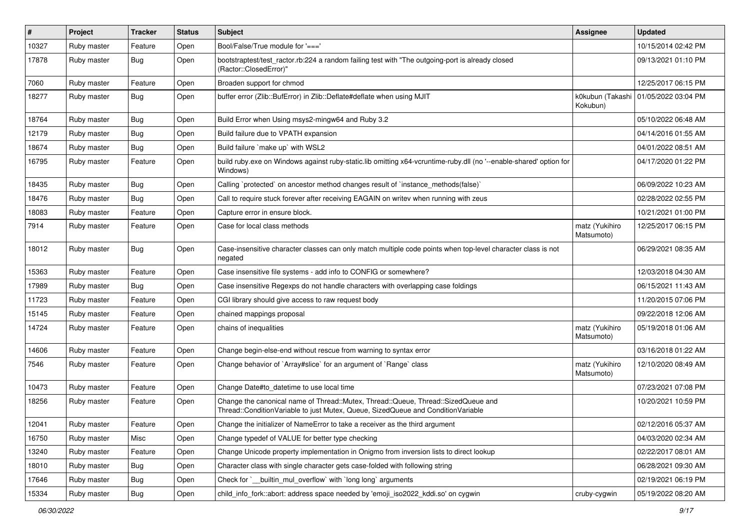| # | Project | Tracker | Status | Subject | Assignee | Updated |
|---|---|---|---|---|---|---|
| 10327 | Ruby master | Feature | Open | Bool/False/True module for '===' | | 10/15/2014 02:42 PM |
| 17878 | Ruby master | Bug | Open | bootstraptest/test_ractor.rb:224 a random failing test with "The outgoing-port is already closed (Ractor::ClosedError)" | | 09/13/2021 01:10 PM |
| 7060 | Ruby master | Feature | Open | Broaden support for chmod | | 12/25/2017 06:15 PM |
| 18277 | Ruby master | Bug | Open | buffer error (Zlib::BufError) in Zlib::Deflate#deflate when using MJIT | k0kubun (Takashi Kokubun) | 01/05/2022 03:04 PM |
| 18764 | Ruby master | Bug | Open | Build Error when Using msys2-mingw64 and Ruby 3.2 | | 05/10/2022 06:48 AM |
| 12179 | Ruby master | Bug | Open | Build failure due to VPATH expansion | | 04/14/2016 01:55 AM |
| 18674 | Ruby master | Bug | Open | Build failure `make up` with WSL2 | | 04/01/2022 08:51 AM |
| 16795 | Ruby master | Feature | Open | build ruby.exe on Windows against ruby-static.lib omitting x64-vcruntime-ruby.dll (no '--enable-shared' option for Windows) | | 04/17/2020 01:22 PM |
| 18435 | Ruby master | Bug | Open | Calling `protected` on ancestor method changes result of `instance_methods(false)` | | 06/09/2022 10:23 AM |
| 18476 | Ruby master | Bug | Open | Call to require stuck forever after receiving EAGAIN on writev when running with zeus | | 02/28/2022 02:55 PM |
| 18083 | Ruby master | Feature | Open | Capture error in ensure block. | | 10/21/2021 01:00 PM |
| 7914 | Ruby master | Feature | Open | Case for local class methods | matz (Yukihiro Matsumoto) | 12/25/2017 06:15 PM |
| 18012 | Ruby master | Bug | Open | Case-insensitive character classes can only match multiple code points when top-level character class is not negated | | 06/29/2021 08:35 AM |
| 15363 | Ruby master | Feature | Open | Case insensitive file systems - add info to CONFIG or somewhere? | | 12/03/2018 04:30 AM |
| 17989 | Ruby master | Bug | Open | Case insensitive Regexps do not handle characters with overlapping case foldings | | 06/15/2021 11:43 AM |
| 11723 | Ruby master | Feature | Open | CGI library should give access to raw request body | | 11/20/2015 07:06 PM |
| 15145 | Ruby master | Feature | Open | chained mappings proposal | | 09/22/2018 12:06 AM |
| 14724 | Ruby master | Feature | Open | chains of inequalities | matz (Yukihiro Matsumoto) | 05/19/2018 01:06 AM |
| 14606 | Ruby master | Feature | Open | Change begin-else-end without rescue from warning to syntax error | | 03/16/2018 01:22 AM |
| 7546 | Ruby master | Feature | Open | Change behavior of `Array#slice` for an argument of `Range` class | matz (Yukihiro Matsumoto) | 12/10/2020 08:49 AM |
| 10473 | Ruby master | Feature | Open | Change Date#to_datetime to use local time | | 07/23/2021 07:08 PM |
| 18256 | Ruby master | Feature | Open | Change the canonical name of Thread::Mutex, Thread::Queue, Thread::SizedQueue and Thread::ConditionVariable to just Mutex, Queue, SizedQueue and ConditionVariable | | 10/20/2021 10:59 PM |
| 12041 | Ruby master | Feature | Open | Change the initializer of NameError to take a receiver as the third argument | | 02/12/2016 05:37 AM |
| 16750 | Ruby master | Misc | Open | Change typedef of VALUE for better type checking | | 04/03/2020 02:34 AM |
| 13240 | Ruby master | Feature | Open | Change Unicode property implementation in Onigmo from inversion lists to direct lookup | | 02/22/2017 08:01 AM |
| 18010 | Ruby master | Bug | Open | Character class with single character gets case-folded with following string | | 06/28/2021 09:30 AM |
| 17646 | Ruby master | Bug | Open | Check for `__builtin_mul_overflow` with `long long` arguments | | 02/19/2021 06:19 PM |
| 15334 | Ruby master | Bug | Open | child_info_fork::abort: address space needed by 'emoji_iso2022_kddi.so' on cygwin | cruby-cygwin | 05/19/2022 08:20 AM |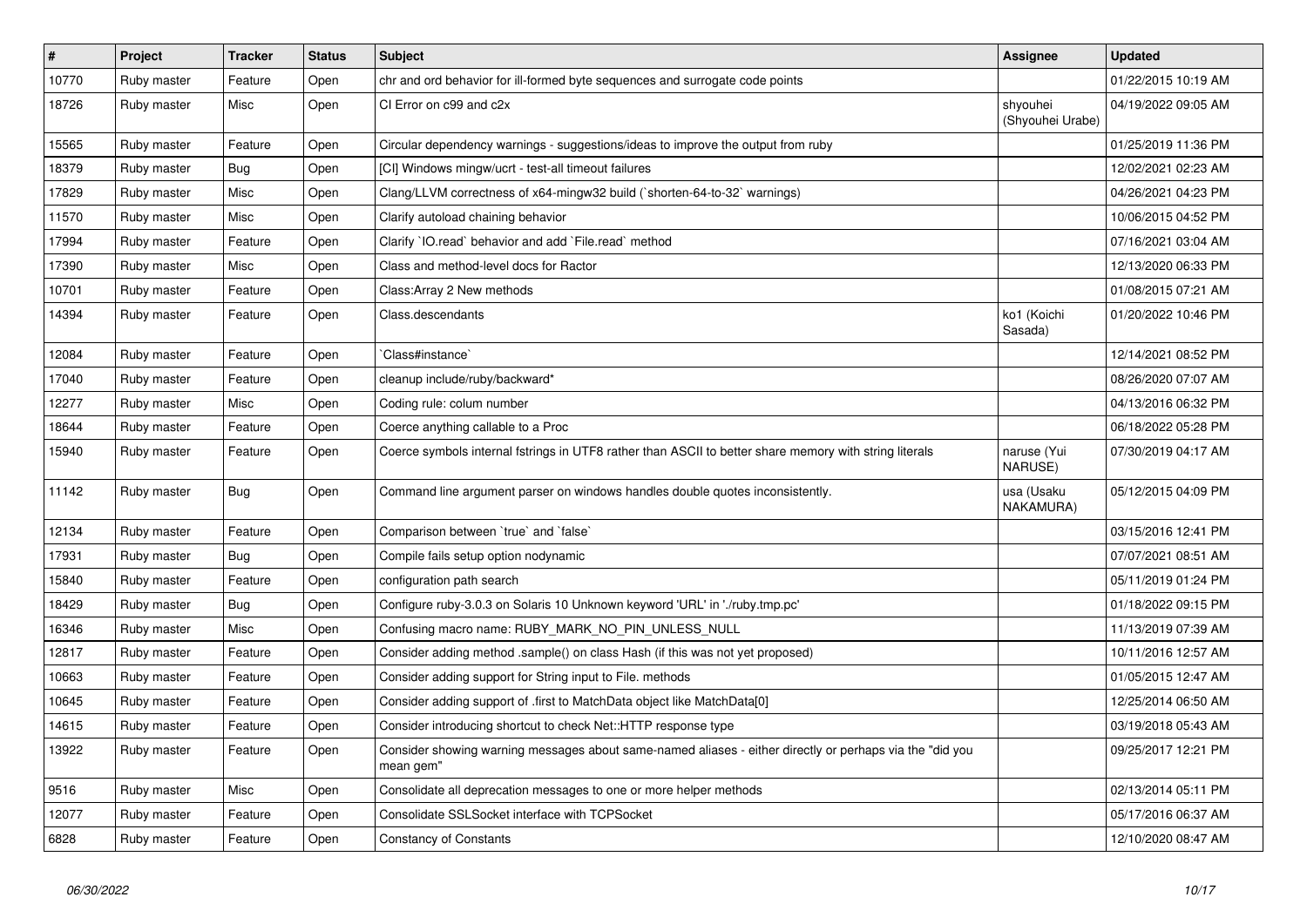| # | Project | Tracker | Status | Subject | Assignee | Updated |
|---|---|---|---|---|---|---|
| 10770 | Ruby master | Feature | Open | chr and ord behavior for ill-formed byte sequences and surrogate code points | | 01/22/2015 10:19 AM |
| 18726 | Ruby master | Misc | Open | CI Error on c99 and c2x | shyouhei (Shyouhei Urabe) | 04/19/2022 09:05 AM |
| 15565 | Ruby master | Feature | Open | Circular dependency warnings - suggestions/ideas to improve the output from ruby | | 01/25/2019 11:36 PM |
| 18379 | Ruby master | Bug | Open | [CI] Windows mingw/ucrt - test-all timeout failures | | 12/02/2021 02:23 AM |
| 17829 | Ruby master | Misc | Open | Clang/LLVM correctness of x64-mingw32 build (`shorten-64-to-32` warnings) | | 04/26/2021 04:23 PM |
| 11570 | Ruby master | Misc | Open | Clarify autoload chaining behavior | | 10/06/2015 04:52 PM |
| 17994 | Ruby master | Feature | Open | Clarify `IO.read` behavior and add `File.read` method | | 07/16/2021 03:04 AM |
| 17390 | Ruby master | Misc | Open | Class and method-level docs for Ractor | | 12/13/2020 06:33 PM |
| 10701 | Ruby master | Feature | Open | Class:Array 2 New methods | | 01/08/2015 07:21 AM |
| 14394 | Ruby master | Feature | Open | Class.descendants | ko1 (Koichi Sasada) | 01/20/2022 10:46 PM |
| 12084 | Ruby master | Feature | Open | `Class#instance` | | 12/14/2021 08:52 PM |
| 17040 | Ruby master | Feature | Open | cleanup include/ruby/backward* | | 08/26/2020 07:07 AM |
| 12277 | Ruby master | Misc | Open | Coding rule: colum number | | 04/13/2016 06:32 PM |
| 18644 | Ruby master | Feature | Open | Coerce anything callable to a Proc | | 06/18/2022 05:28 PM |
| 15940 | Ruby master | Feature | Open | Coerce symbols internal fstrings in UTF8 rather than ASCII to better share memory with string literals | naruse (Yui NARUSE) | 07/30/2019 04:17 AM |
| 11142 | Ruby master | Bug | Open | Command line argument parser on windows handles double quotes inconsistently. | usa (Usaku NAKAMURA) | 05/12/2015 04:09 PM |
| 12134 | Ruby master | Feature | Open | Comparison between `true` and `false` | | 03/15/2016 12:41 PM |
| 17931 | Ruby master | Bug | Open | Compile fails setup option nodynamic | | 07/07/2021 08:51 AM |
| 15840 | Ruby master | Feature | Open | configuration path search | | 05/11/2019 01:24 PM |
| 18429 | Ruby master | Bug | Open | Configure ruby-3.0.3 on Solaris 10 Unknown keyword 'URL' in './ruby.tmp.pc' | | 01/18/2022 09:15 PM |
| 16346 | Ruby master | Misc | Open | Confusing macro name: RUBY_MARK_NO_PIN_UNLESS_NULL | | 11/13/2019 07:39 AM |
| 12817 | Ruby master | Feature | Open | Consider adding method .sample() on class Hash (if this was not yet proposed) | | 10/11/2016 12:57 AM |
| 10663 | Ruby master | Feature | Open | Consider adding support for String input to File. methods | | 01/05/2015 12:47 AM |
| 10645 | Ruby master | Feature | Open | Consider adding support of .first to MatchData object like MatchData[0] | | 12/25/2014 06:50 AM |
| 14615 | Ruby master | Feature | Open | Consider introducing shortcut to check Net::HTTP response type | | 03/19/2018 05:43 AM |
| 13922 | Ruby master | Feature | Open | Consider showing warning messages about same-named aliases - either directly or perhaps via the "did you mean gem" | | 09/25/2017 12:21 PM |
| 9516 | Ruby master | Misc | Open | Consolidate all deprecation messages to one or more helper methods | | 02/13/2014 05:11 PM |
| 12077 | Ruby master | Feature | Open | Consolidate SSLSocket interface with TCPSocket | | 05/17/2016 06:37 AM |
| 6828 | Ruby master | Feature | Open | Constancy of Constants | | 12/10/2020 08:47 AM |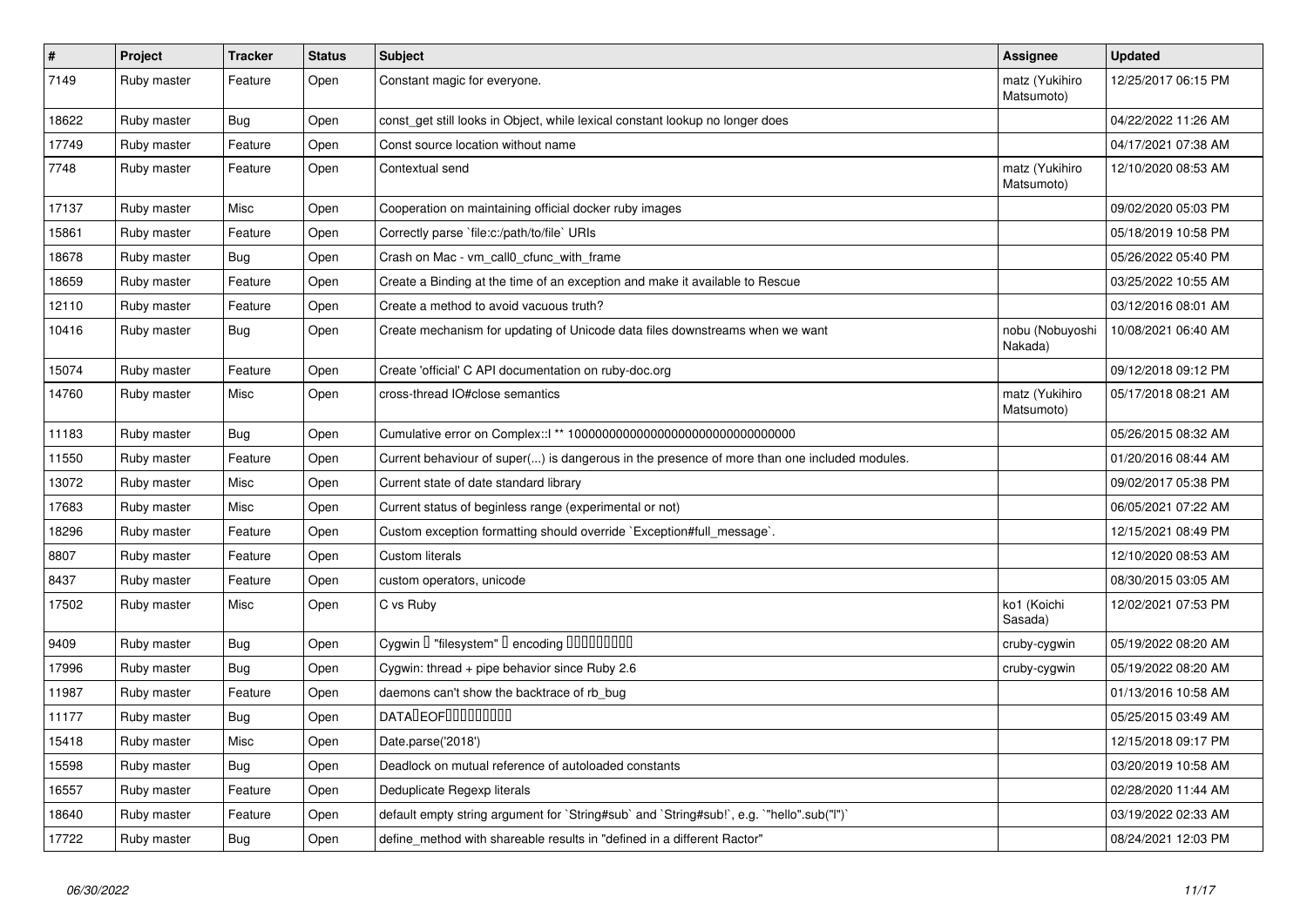| # | Project | Tracker | Status | Subject | Assignee | Updated |
|---|---|---|---|---|---|---|
| 7149 | Ruby master | Feature | Open | Constant magic for everyone. | matz (Yukihiro Matsumoto) | 12/25/2017 06:15 PM |
| 18622 | Ruby master | Bug | Open | const_get still looks in Object, while lexical constant lookup no longer does | | 04/22/2022 11:26 AM |
| 17749 | Ruby master | Feature | Open | Const source location without name | | 04/17/2021 07:38 AM |
| 7748 | Ruby master | Feature | Open | Contextual send | matz (Yukihiro Matsumoto) | 12/10/2020 08:53 AM |
| 17137 | Ruby master | Misc | Open | Cooperation on maintaining official docker ruby images | | 09/02/2020 05:03 PM |
| 15861 | Ruby master | Feature | Open | Correctly parse `file:c:/path/to/file` URIs | | 05/18/2019 10:58 PM |
| 18678 | Ruby master | Bug | Open | Crash on Mac - vm_call0_cfunc_with_frame | | 05/26/2022 05:40 PM |
| 18659 | Ruby master | Feature | Open | Create a Binding at the time of an exception and make it available to Rescue | | 03/25/2022 10:55 AM |
| 12110 | Ruby master | Feature | Open | Create a method to avoid vacuous truth? | | 03/12/2016 08:01 AM |
| 10416 | Ruby master | Bug | Open | Create mechanism for updating of Unicode data files downstreams when we want | nobu (Nobuyoshi Nakada) | 10/08/2021 06:40 AM |
| 15074 | Ruby master | Feature | Open | Create 'official' C API documentation on ruby-doc.org | | 09/12/2018 09:12 PM |
| 14760 | Ruby master | Misc | Open | cross-thread IO#close semantics | matz (Yukihiro Matsumoto) | 05/17/2018 08:21 AM |
| 11183 | Ruby master | Bug | Open | Cumulative error on Complex::I ** 100000000000000000000000000000000 | | 05/26/2015 08:32 AM |
| 11550 | Ruby master | Feature | Open | Current behaviour of super(...) is dangerous in the presence of more than one included modules. | | 01/20/2016 08:44 AM |
| 13072 | Ruby master | Misc | Open | Current state of date standard library | | 09/02/2017 05:38 PM |
| 17683 | Ruby master | Misc | Open | Current status of beginless range (experimental or not) | | 06/05/2021 07:22 AM |
| 18296 | Ruby master | Feature | Open | Custom exception formatting should override `Exception#full_message`. | | 12/15/2021 08:49 PM |
| 8807 | Ruby master | Feature | Open | Custom literals | | 12/10/2020 08:53 AM |
| 8437 | Ruby master | Feature | Open | custom operators, unicode | | 08/30/2015 03:05 AM |
| 17502 | Ruby master | Misc | Open | C vs Ruby | ko1 (Koichi Sasada) | 12/02/2021 07:53 PM |
| 9409 | Ruby master | Bug | Open | Cygwin � "filesystem" � encoding ��������� | cruby-cygwin | 05/19/2022 08:20 AM |
| 17996 | Ruby master | Bug | Open | Cygwin: thread + pipe behavior since Ruby 2.6 | cruby-cygwin | 05/19/2022 08:20 AM |
| 11987 | Ruby master | Feature | Open | daemons can't show the backtrace of rb_bug | | 01/13/2016 10:58 AM |
| 11177 | Ruby master | Bug | Open | DATA�EOF��������� | | 05/25/2015 03:49 AM |
| 15418 | Ruby master | Misc | Open | Date.parse('2018') | | 12/15/2018 09:17 PM |
| 15598 | Ruby master | Bug | Open | Deadlock on mutual reference of autoloaded constants | | 03/20/2019 10:58 AM |
| 16557 | Ruby master | Feature | Open | Deduplicate Regexp literals | | 02/28/2020 11:44 AM |
| 18640 | Ruby master | Feature | Open | default empty string argument for `String#sub` and `String#sub!`, e.g. `"hello".sub("l")` | | 03/19/2022 02:33 AM |
| 17722 | Ruby master | Bug | Open | define_method with shareable results in "defined in a different Ractor" | | 08/24/2021 12:03 PM |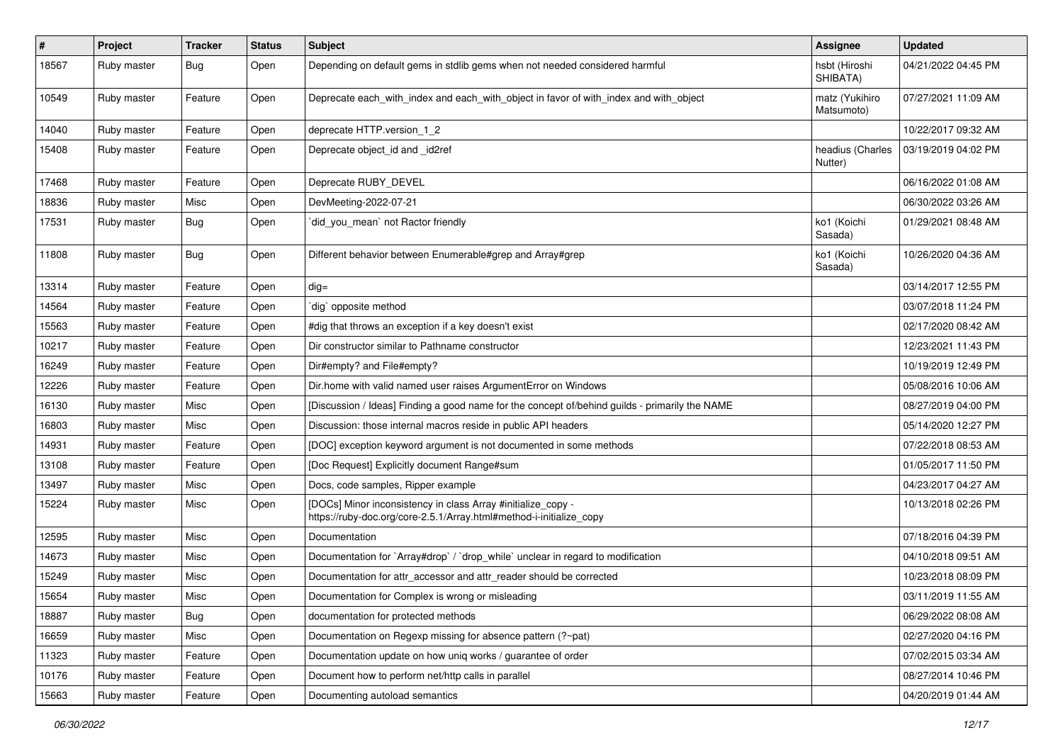| # | Project | Tracker | Status | Subject | Assignee | Updated |
|---|---|---|---|---|---|---|
| 18567 | Ruby master | Bug | Open | Depending on default gems in stdlib gems when not needed considered harmful | hsbt (Hiroshi SHIBATA) | 04/21/2022 04:45 PM |
| 10549 | Ruby master | Feature | Open | Deprecate each_with_index and each_with_object in favor of with_index and with_object | matz (Yukihiro Matsumoto) | 07/27/2021 11:09 AM |
| 14040 | Ruby master | Feature | Open | deprecate HTTP.version_1_2 | | 10/22/2017 09:32 AM |
| 15408 | Ruby master | Feature | Open | Deprecate object_id and _id2ref | headius (Charles Nutter) | 03/19/2019 04:02 PM |
| 17468 | Ruby master | Feature | Open | Deprecate RUBY_DEVEL | | 06/16/2022 01:08 AM |
| 18836 | Ruby master | Misc | Open | DevMeeting-2022-07-21 | | 06/30/2022 03:26 AM |
| 17531 | Ruby master | Bug | Open | `did_you_mean` not Ractor friendly | ko1 (Koichi Sasada) | 01/29/2021 08:48 AM |
| 11808 | Ruby master | Bug | Open | Different behavior between Enumerable#grep and Array#grep | ko1 (Koichi Sasada) | 10/26/2020 04:36 AM |
| 13314 | Ruby master | Feature | Open | dig= | | 03/14/2017 12:55 PM |
| 14564 | Ruby master | Feature | Open | `dig` opposite method | | 03/07/2018 11:24 PM |
| 15563 | Ruby master | Feature | Open | #dig that throws an exception if a key doesn't exist | | 02/17/2020 08:42 AM |
| 10217 | Ruby master | Feature | Open | Dir constructor similar to Pathname constructor | | 12/23/2021 11:43 PM |
| 16249 | Ruby master | Feature | Open | Dir#empty? and File#empty? | | 10/19/2019 12:49 PM |
| 12226 | Ruby master | Feature | Open | Dir.home with valid named user raises ArgumentError on Windows | | 05/08/2016 10:06 AM |
| 16130 | Ruby master | Misc | Open | [Discussion / Ideas] Finding a good name for the concept of/behind guilds - primarily the NAME | | 08/27/2019 04:00 PM |
| 16803 | Ruby master | Misc | Open | Discussion: those internal macros reside in public API headers | | 05/14/2020 12:27 PM |
| 14931 | Ruby master | Feature | Open | [DOC] exception keyword argument is not documented in some methods | | 07/22/2018 08:53 AM |
| 13108 | Ruby master | Feature | Open | [Doc Request] Explicitly document Range#sum | | 01/05/2017 11:50 PM |
| 13497 | Ruby master | Misc | Open | Docs, code samples, Ripper example | | 04/23/2017 04:27 AM |
| 15224 | Ruby master | Misc | Open | [DOCs] Minor inconsistency in class Array #initialize_copy - https://ruby-doc.org/core-2.5.1/Array.html#method-i-initialize_copy | | 10/13/2018 02:26 PM |
| 12595 | Ruby master | Misc | Open | Documentation | | 07/18/2016 04:39 PM |
| 14673 | Ruby master | Misc | Open | Documentation for `Array#drop` / `drop_while` unclear in regard to modification | | 04/10/2018 09:51 AM |
| 15249 | Ruby master | Misc | Open | Documentation for attr_accessor and attr_reader should be corrected | | 10/23/2018 08:09 PM |
| 15654 | Ruby master | Misc | Open | Documentation for Complex is wrong or misleading | | 03/11/2019 11:55 AM |
| 18887 | Ruby master | Bug | Open | documentation for protected methods | | 06/29/2022 08:08 AM |
| 16659 | Ruby master | Misc | Open | Documentation on Regexp missing for absence pattern (?~pat) | | 02/27/2020 04:16 PM |
| 11323 | Ruby master | Feature | Open | Documentation update on how uniq works / guarantee of order | | 07/02/2015 03:34 AM |
| 10176 | Ruby master | Feature | Open | Document how to perform net/http calls in parallel | | 08/27/2014 10:46 PM |
| 15663 | Ruby master | Feature | Open | Documenting autoload semantics | | 04/20/2019 01:44 AM |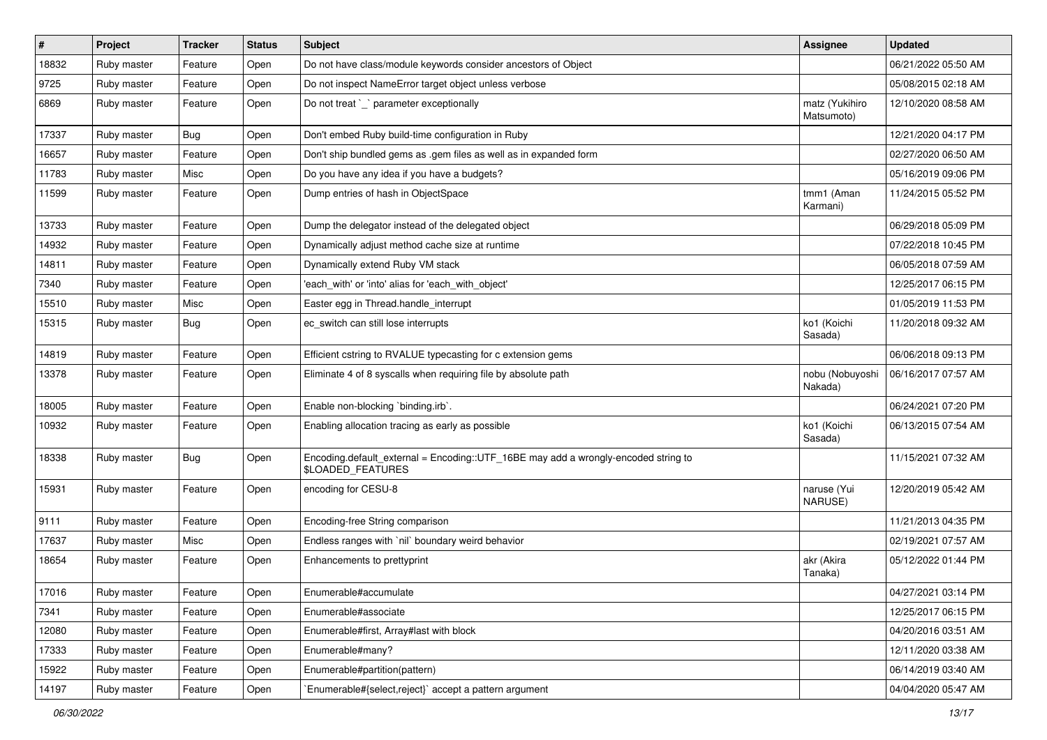| # | Project | Tracker | Status | Subject | Assignee | Updated |
|---|---|---|---|---|---|---|
| 18832 | Ruby master | Feature | Open | Do not have class/module keywords consider ancestors of Object | | 06/21/2022 05:50 AM |
| 9725 | Ruby master | Feature | Open | Do not inspect NameError target object unless verbose | | 05/08/2015 02:18 AM |
| 6869 | Ruby master | Feature | Open | Do not treat `_` parameter exceptionally | matz (Yukihiro Matsumoto) | 12/10/2020 08:58 AM |
| 17337 | Ruby master | Bug | Open | Don't embed Ruby build-time configuration in Ruby | | 12/21/2020 04:17 PM |
| 16657 | Ruby master | Feature | Open | Don't ship bundled gems as .gem files as well as in expanded form | | 02/27/2020 06:50 AM |
| 11783 | Ruby master | Misc | Open | Do you have any idea if you have a budgets? | | 05/16/2019 09:06 PM |
| 11599 | Ruby master | Feature | Open | Dump entries of hash in ObjectSpace | tmm1 (Aman Karmani) | 11/24/2015 05:52 PM |
| 13733 | Ruby master | Feature | Open | Dump the delegator instead of the delegated object | | 06/29/2018 05:09 PM |
| 14932 | Ruby master | Feature | Open | Dynamically adjust method cache size at runtime | | 07/22/2018 10:45 PM |
| 14811 | Ruby master | Feature | Open | Dynamically extend Ruby VM stack | | 06/05/2018 07:59 AM |
| 7340 | Ruby master | Feature | Open | 'each_with' or 'into' alias for 'each_with_object' | | 12/25/2017 06:15 PM |
| 15510 | Ruby master | Misc | Open | Easter egg in Thread.handle_interrupt | | 01/05/2019 11:53 PM |
| 15315 | Ruby master | Bug | Open | ec_switch can still lose interrupts | ko1 (Koichi Sasada) | 11/20/2018 09:32 AM |
| 14819 | Ruby master | Feature | Open | Efficient cstring to RVALUE typecasting for c extension gems | | 06/06/2018 09:13 PM |
| 13378 | Ruby master | Feature | Open | Eliminate 4 of 8 syscalls when requiring file by absolute path | nobu (Nobuyoshi Nakada) | 06/16/2017 07:57 AM |
| 18005 | Ruby master | Feature | Open | Enable non-blocking `binding.irb`. | | 06/24/2021 07:20 PM |
| 10932 | Ruby master | Feature | Open | Enabling allocation tracing as early as possible | ko1 (Koichi Sasada) | 06/13/2015 07:54 AM |
| 18338 | Ruby master | Bug | Open | Encoding.default_external = Encoding::UTF_16BE may add a wrongly-encoded string to $LOADED_FEATURES | | 11/15/2021 07:32 AM |
| 15931 | Ruby master | Feature | Open | encoding for CESU-8 | naruse (Yui NARUSE) | 12/20/2019 05:42 AM |
| 9111 | Ruby master | Feature | Open | Encoding-free String comparison | | 11/21/2013 04:35 PM |
| 17637 | Ruby master | Misc | Open | Endless ranges with `nil` boundary weird behavior | | 02/19/2021 07:57 AM |
| 18654 | Ruby master | Feature | Open | Enhancements to prettyprint | akr (Akira Tanaka) | 05/12/2022 01:44 PM |
| 17016 | Ruby master | Feature | Open | Enumerable#accumulate | | 04/27/2021 03:14 PM |
| 7341 | Ruby master | Feature | Open | Enumerable#associate | | 12/25/2017 06:15 PM |
| 12080 | Ruby master | Feature | Open | Enumerable#first, Array#last with block | | 04/20/2016 03:51 AM |
| 17333 | Ruby master | Feature | Open | Enumerable#many? | | 12/11/2020 03:38 AM |
| 15922 | Ruby master | Feature | Open | Enumerable#partition(pattern) | | 06/14/2019 03:40 AM |
| 14197 | Ruby master | Feature | Open | `Enumerable#{select,reject}` accept a pattern argument | | 04/04/2020 05:47 AM |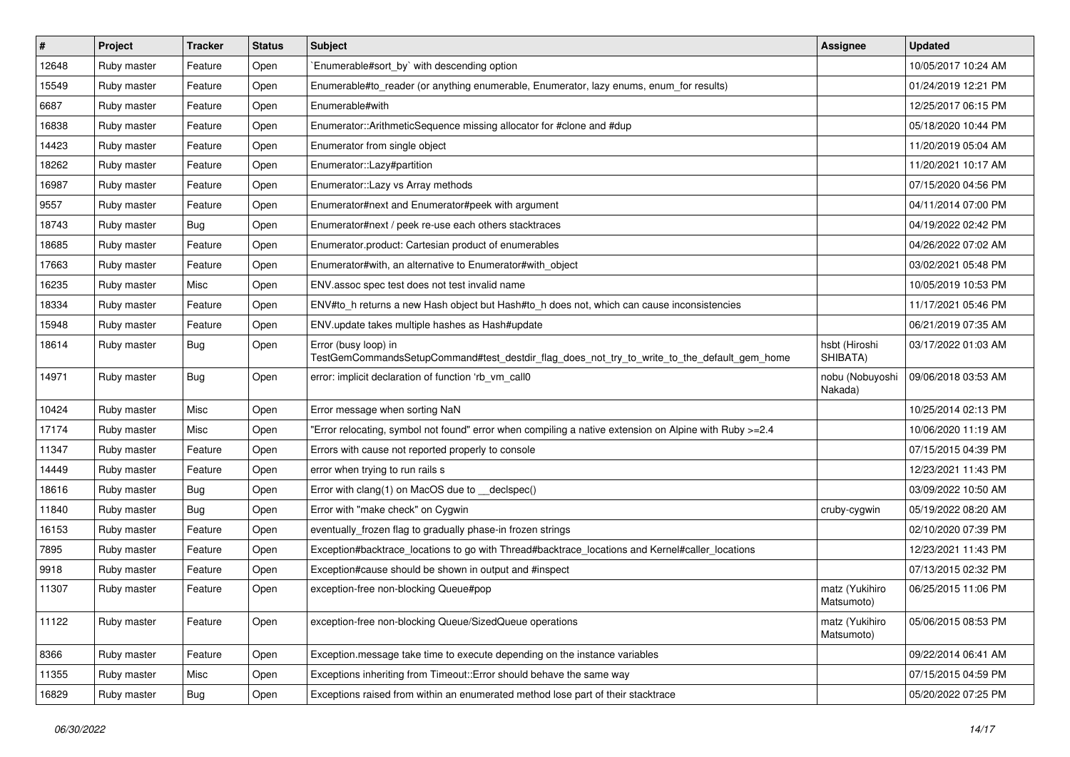| # | Project | Tracker | Status | Subject | Assignee | Updated |
|---|---|---|---|---|---|---|
| 12648 | Ruby master | Feature | Open | `Enumerable#sort_by` with descending option | | 10/05/2017 10:24 AM |
| 15549 | Ruby master | Feature | Open | Enumerable#to_reader (or anything enumerable, Enumerator, lazy enums, enum_for results) | | 01/24/2019 12:21 PM |
| 6687 | Ruby master | Feature | Open | Enumerable#with | | 12/25/2017 06:15 PM |
| 16838 | Ruby master | Feature | Open | Enumerator::ArithmeticSequence missing allocator for #clone and #dup | | 05/18/2020 10:44 PM |
| 14423 | Ruby master | Feature | Open | Enumerator from single object | | 11/20/2019 05:04 AM |
| 18262 | Ruby master | Feature | Open | Enumerator::Lazy#partition | | 11/20/2021 10:17 AM |
| 16987 | Ruby master | Feature | Open | Enumerator::Lazy vs Array methods | | 07/15/2020 04:56 PM |
| 9557 | Ruby master | Feature | Open | Enumerator#next and Enumerator#peek with argument | | 04/11/2014 07:00 PM |
| 18743 | Ruby master | Bug | Open | Enumerator#next / peek re-use each others stacktraces | | 04/19/2022 02:42 PM |
| 18685 | Ruby master | Feature | Open | Enumerator.product: Cartesian product of enumerables | | 04/26/2022 07:02 AM |
| 17663 | Ruby master | Feature | Open | Enumerator#with, an alternative to Enumerator#with_object | | 03/02/2021 05:48 PM |
| 16235 | Ruby master | Misc | Open | ENV.assoc spec test does not test invalid name | | 10/05/2019 10:53 PM |
| 18334 | Ruby master | Feature | Open | ENV#to_h returns a new Hash object but Hash#to_h does not, which can cause inconsistencies | | 11/17/2021 05:46 PM |
| 15948 | Ruby master | Feature | Open | ENV.update takes multiple hashes as Hash#update | | 06/21/2019 07:35 AM |
| 18614 | Ruby master | Bug | Open | Error (busy loop) in TestGemCommandsSetupCommand#test_destdir_flag_does_not_try_to_write_to_the_default_gem_home | hsbt (Hiroshi SHIBATA) | 03/17/2022 01:03 AM |
| 14971 | Ruby master | Bug | Open | error: implicit declaration of function 'rb_vm_call0 | nobu (Nobuyoshi Nakada) | 09/06/2018 03:53 AM |
| 10424 | Ruby master | Misc | Open | Error message when sorting NaN | | 10/25/2014 02:13 PM |
| 17174 | Ruby master | Misc | Open | "Error relocating, symbol not found" error when compiling a native extension on Alpine with Ruby >=2.4 | | 10/06/2020 11:19 AM |
| 11347 | Ruby master | Feature | Open | Errors with cause not reported properly to console | | 07/15/2015 04:39 PM |
| 14449 | Ruby master | Feature | Open | error when trying to run rails s | | 12/23/2021 11:43 PM |
| 18616 | Ruby master | Bug | Open | Error with clang(1) on MacOS due to __declspec() | | 03/09/2022 10:50 AM |
| 11840 | Ruby master | Bug | Open | Error with "make check" on Cygwin | cruby-cygwin | 05/19/2022 08:20 AM |
| 16153 | Ruby master | Feature | Open | eventually_frozen flag to gradually phase-in frozen strings | | 02/10/2020 07:39 PM |
| 7895 | Ruby master | Feature | Open | Exception#backtrace_locations to go with Thread#backtrace_locations and Kernel#caller_locations | | 12/23/2021 11:43 PM |
| 9918 | Ruby master | Feature | Open | Exception#cause should be shown in output and #inspect | | 07/13/2015 02:32 PM |
| 11307 | Ruby master | Feature | Open | exception-free non-blocking Queue#pop | matz (Yukihiro Matsumoto) | 06/25/2015 11:06 PM |
| 11122 | Ruby master | Feature | Open | exception-free non-blocking Queue/SizedQueue operations | matz (Yukihiro Matsumoto) | 05/06/2015 08:53 PM |
| 8366 | Ruby master | Feature | Open | Exception.message take time to execute depending on the instance variables | | 09/22/2014 06:41 AM |
| 11355 | Ruby master | Misc | Open | Exceptions inheriting from Timeout::Error should behave the same way | | 07/15/2015 04:59 PM |
| 16829 | Ruby master | Bug | Open | Exceptions raised from within an enumerated method lose part of their stacktrace | | 05/20/2022 07:25 PM |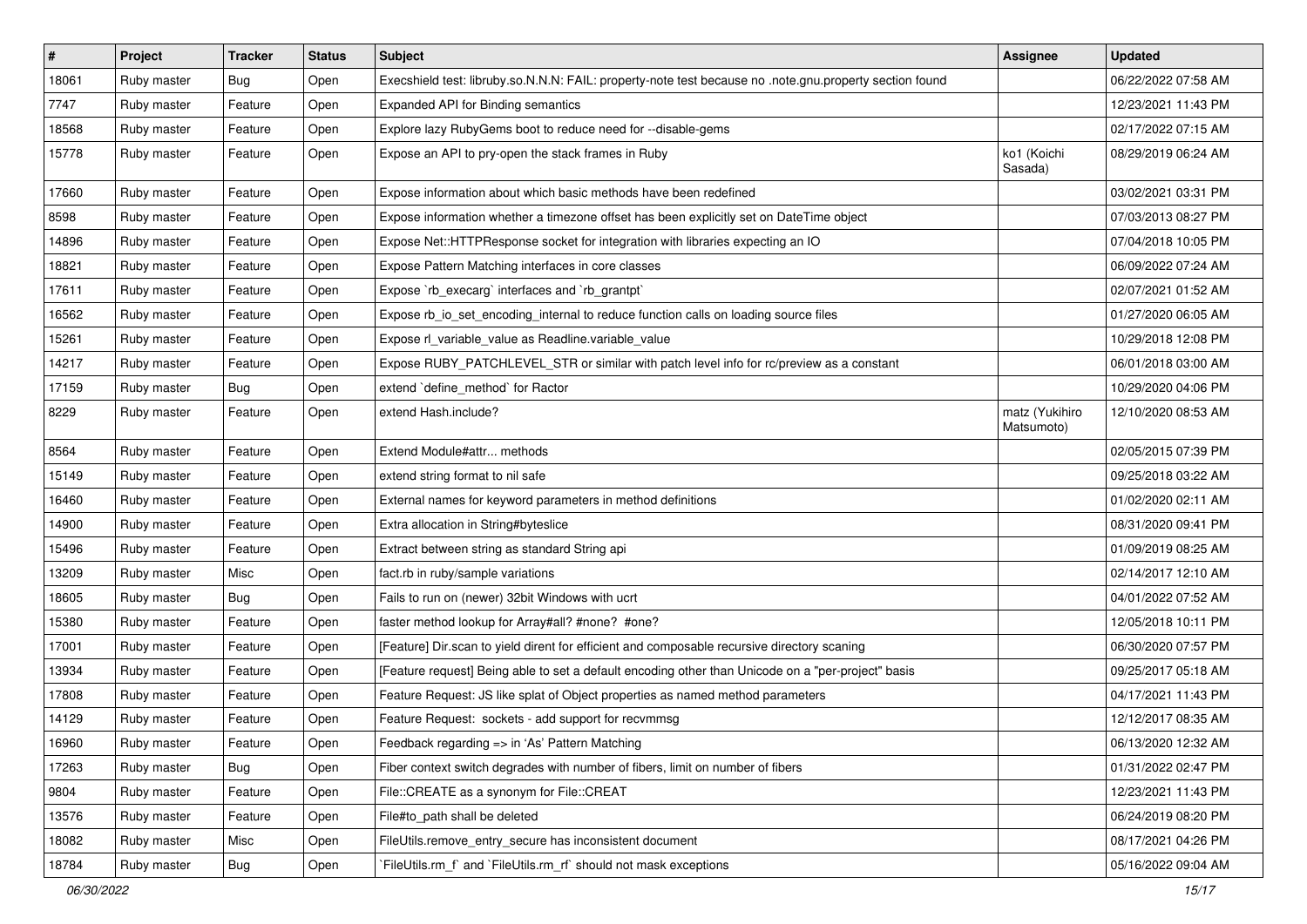| # | Project | Tracker | Status | Subject | Assignee | Updated |
|---|---|---|---|---|---|---|
| 18061 | Ruby master | Bug | Open | Execshield test: libruby.so.N.N.N: FAIL: property-note test because no .note.gnu.property section found | | 06/22/2022 07:58 AM |
| 7747 | Ruby master | Feature | Open | Expanded API for Binding semantics | | 12/23/2021 11:43 PM |
| 18568 | Ruby master | Feature | Open | Explore lazy RubyGems boot to reduce need for --disable-gems | | 02/17/2022 07:15 AM |
| 15778 | Ruby master | Feature | Open | Expose an API to pry-open the stack frames in Ruby | ko1 (Koichi Sasada) | 08/29/2019 06:24 AM |
| 17660 | Ruby master | Feature | Open | Expose information about which basic methods have been redefined | | 03/02/2021 03:31 PM |
| 8598 | Ruby master | Feature | Open | Expose information whether a timezone offset has been explicitly set on DateTime object | | 07/03/2013 08:27 PM |
| 14896 | Ruby master | Feature | Open | Expose Net::HTTPResponse socket for integration with libraries expecting an IO | | 07/04/2018 10:05 PM |
| 18821 | Ruby master | Feature | Open | Expose Pattern Matching interfaces in core classes | | 06/09/2022 07:24 AM |
| 17611 | Ruby master | Feature | Open | Expose `rb_execarg` interfaces and `rb_grantpt` | | 02/07/2021 01:52 AM |
| 16562 | Ruby master | Feature | Open | Expose rb_io_set_encoding_internal to reduce function calls on loading source files | | 01/27/2020 06:05 AM |
| 15261 | Ruby master | Feature | Open | Expose rl_variable_value as Readline.variable_value | | 10/29/2018 12:08 PM |
| 14217 | Ruby master | Feature | Open | Expose RUBY_PATCHLEVEL_STR or similar with patch level info for rc/preview as a constant | | 06/01/2018 03:00 AM |
| 17159 | Ruby master | Bug | Open | extend `define_method` for Ractor | | 10/29/2020 04:06 PM |
| 8229 | Ruby master | Feature | Open | extend Hash.include? | matz (Yukihiro Matsumoto) | 12/10/2020 08:53 AM |
| 8564 | Ruby master | Feature | Open | Extend Module#attr... methods | | 02/05/2015 07:39 PM |
| 15149 | Ruby master | Feature | Open | extend string format to nil safe | | 09/25/2018 03:22 AM |
| 16460 | Ruby master | Feature | Open | External names for keyword parameters in method definitions | | 01/02/2020 02:11 AM |
| 14900 | Ruby master | Feature | Open | Extra allocation in String#byteslice | | 08/31/2020 09:41 PM |
| 15496 | Ruby master | Feature | Open | Extract between string as standard String api | | 01/09/2019 08:25 AM |
| 13209 | Ruby master | Misc | Open | fact.rb in ruby/sample variations | | 02/14/2017 12:10 AM |
| 18605 | Ruby master | Bug | Open | Fails to run on (newer) 32bit Windows with ucrt | | 04/01/2022 07:52 AM |
| 15380 | Ruby master | Feature | Open | faster method lookup for Array#all? #none? #one? | | 12/05/2018 10:11 PM |
| 17001 | Ruby master | Feature | Open | [Feature] Dir.scan to yield dirent for efficient and composable recursive directory scaning | | 06/30/2020 07:57 PM |
| 13934 | Ruby master | Feature | Open | [Feature request] Being able to set a default encoding other than Unicode on a "per-project" basis | | 09/25/2017 05:18 AM |
| 17808 | Ruby master | Feature | Open | Feature Request: JS like splat of Object properties as named method parameters | | 04/17/2021 11:43 PM |
| 14129 | Ruby master | Feature | Open | Feature Request: sockets - add support for recvmmsg | | 12/12/2017 08:35 AM |
| 16960 | Ruby master | Feature | Open | Feedback regarding => in 'As' Pattern Matching | | 06/13/2020 12:32 AM |
| 17263 | Ruby master | Bug | Open | Fiber context switch degrades with number of fibers, limit on number of fibers | | 01/31/2022 02:47 PM |
| 9804 | Ruby master | Feature | Open | File::CREATE as a synonym for File::CREAT | | 12/23/2021 11:43 PM |
| 13576 | Ruby master | Feature | Open | File#to_path shall be deleted | | 06/24/2019 08:20 PM |
| 18082 | Ruby master | Misc | Open | FileUtils.remove_entry_secure has inconsistent document | | 08/17/2021 04:26 PM |
| 18784 | Ruby master | Bug | Open | `FileUtils.rm_f` and `FileUtils.rm_rf` should not mask exceptions | | 05/16/2022 09:04 AM |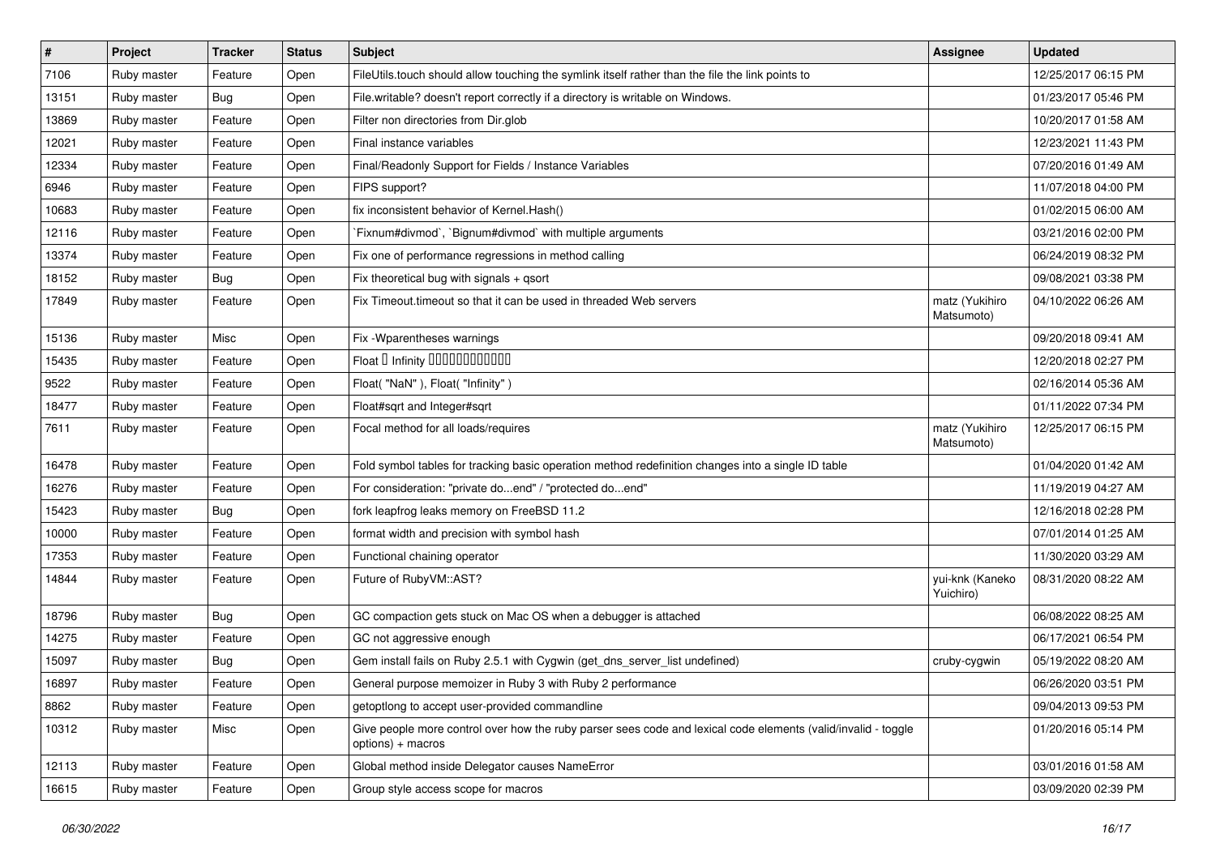| # | Project | Tracker | Status | Subject | Assignee | Updated |
| --- | --- | --- | --- | --- | --- | --- |
| 7106 | Ruby master | Feature | Open | FileUtils.touch should allow touching the symlink itself rather than the file the link points to | | 12/25/2017 06:15 PM |
| 13151 | Ruby master | Bug | Open | File.writable? doesn't report correctly if a directory is writable on Windows. | | 01/23/2017 05:46 PM |
| 13869 | Ruby master | Feature | Open | Filter non directories from Dir.glob | | 10/20/2017 01:58 AM |
| 12021 | Ruby master | Feature | Open | Final instance variables | | 12/23/2021 11:43 PM |
| 12334 | Ruby master | Feature | Open | Final/Readonly Support for Fields / Instance Variables | | 07/20/2016 01:49 AM |
| 6946 | Ruby master | Feature | Open | FIPS support? | | 11/07/2018 04:00 PM |
| 10683 | Ruby master | Feature | Open | fix inconsistent behavior of Kernel.Hash() | | 01/02/2015 06:00 AM |
| 12116 | Ruby master | Feature | Open | `Fixnum#divmod`, `Bignum#divmod` with multiple arguments | | 03/21/2016 02:00 PM |
| 13374 | Ruby master | Feature | Open | Fix one of performance regressions in method calling | | 06/24/2019 08:32 PM |
| 18152 | Ruby master | Bug | Open | Fix theoretical bug with signals + qsort | | 09/08/2021 03:38 PM |
| 17849 | Ruby master | Feature | Open | Fix Timeout.timeout so that it can be used in threaded Web servers | matz (Yukihiro Matsumoto) | 04/10/2022 06:26 AM |
| 15136 | Ruby master | Misc | Open | Fix -Wparentheses warnings | | 09/20/2018 09:41 AM |
| 15435 | Ruby master | Feature | Open | Float  Infinity  | | 12/20/2018 02:27 PM |
| 9522 | Ruby master | Feature | Open | Float( "NaN" ), Float( "Infinity" ) | | 02/16/2014 05:36 AM |
| 18477 | Ruby master | Feature | Open | Float#sqrt and Integer#sqrt | | 01/11/2022 07:34 PM |
| 7611 | Ruby master | Feature | Open | Focal method for all loads/requires | matz (Yukihiro Matsumoto) | 12/25/2017 06:15 PM |
| 16478 | Ruby master | Feature | Open | Fold symbol tables for tracking basic operation method redefinition changes into a single ID table | | 01/04/2020 01:42 AM |
| 16276 | Ruby master | Feature | Open | For consideration: "private do...end" / "protected do...end" | | 11/19/2019 04:27 AM |
| 15423 | Ruby master | Bug | Open | fork leapfrog leaks memory on FreeBSD 11.2 | | 12/16/2018 02:28 PM |
| 10000 | Ruby master | Feature | Open | format width and precision with symbol hash | | 07/01/2014 01:25 AM |
| 17353 | Ruby master | Feature | Open | Functional chaining operator | | 11/30/2020 03:29 AM |
| 14844 | Ruby master | Feature | Open | Future of RubyVM::AST? | yui-knk (Kaneko Yuichiro) | 08/31/2020 08:22 AM |
| 18796 | Ruby master | Bug | Open | GC compaction gets stuck on Mac OS when a debugger is attached | | 06/08/2022 08:25 AM |
| 14275 | Ruby master | Feature | Open | GC not aggressive enough | | 06/17/2021 06:54 PM |
| 15097 | Ruby master | Bug | Open | Gem install fails on Ruby 2.5.1 with Cygwin (get_dns_server_list undefined) | cruby-cygwin | 05/19/2022 08:20 AM |
| 16897 | Ruby master | Feature | Open | General purpose memoizer in Ruby 3 with Ruby 2 performance | | 06/26/2020 03:51 PM |
| 8862 | Ruby master | Feature | Open | getoptlong to accept user-provided commandline | | 09/04/2013 09:53 PM |
| 10312 | Ruby master | Misc | Open | Give people more control over how the ruby parser sees code and lexical code elements (valid/invalid - toggle options) + macros | | 01/20/2016 05:14 PM |
| 12113 | Ruby master | Feature | Open | Global method inside Delegator causes NameError | | 03/01/2016 01:58 AM |
| 16615 | Ruby master | Feature | Open | Group style access scope for macros | | 03/09/2020 02:39 PM |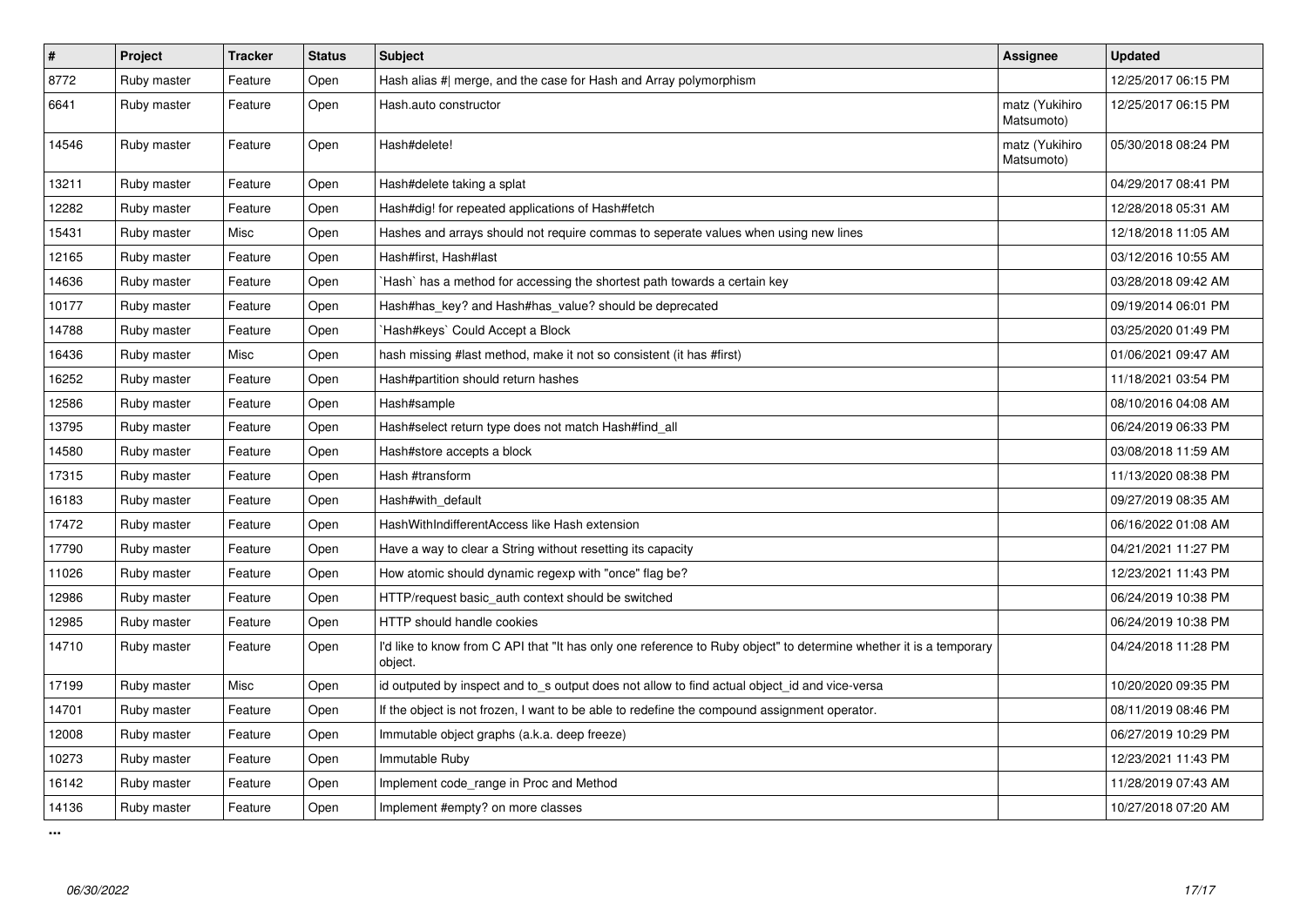| # | Project | Tracker | Status | Subject | Assignee | Updated |
|---|---|---|---|---|---|---|
| 8772 | Ruby master | Feature | Open | Hash alias #\| merge, and the case for Hash and Array polymorphism | | 12/25/2017 06:15 PM |
| 6641 | Ruby master | Feature | Open | Hash.auto constructor | matz (Yukihiro Matsumoto) | 12/25/2017 06:15 PM |
| 14546 | Ruby master | Feature | Open | Hash#delete! | matz (Yukihiro Matsumoto) | 05/30/2018 08:24 PM |
| 13211 | Ruby master | Feature | Open | Hash#delete taking a splat | | 04/29/2017 08:41 PM |
| 12282 | Ruby master | Feature | Open | Hash#dig! for repeated applications of Hash#fetch | | 12/28/2018 05:31 AM |
| 15431 | Ruby master | Misc | Open | Hashes and arrays should not require commas to seperate values when using new lines | | 12/18/2018 11:05 AM |
| 12165 | Ruby master | Feature | Open | Hash#first, Hash#last | | 03/12/2016 10:55 AM |
| 14636 | Ruby master | Feature | Open | `Hash` has a method for accessing the shortest path towards a certain key | | 03/28/2018 09:42 AM |
| 10177 | Ruby master | Feature | Open | Hash#has_key? and Hash#has_value? should be deprecated | | 09/19/2014 06:01 PM |
| 14788 | Ruby master | Feature | Open | `Hash#keys` Could Accept a Block | | 03/25/2020 01:49 PM |
| 16436 | Ruby master | Misc | Open | hash missing #last method, make it not so consistent (it has #first) | | 01/06/2021 09:47 AM |
| 16252 | Ruby master | Feature | Open | Hash#partition should return hashes | | 11/18/2021 03:54 PM |
| 12586 | Ruby master | Feature | Open | Hash#sample | | 08/10/2016 04:08 AM |
| 13795 | Ruby master | Feature | Open | Hash#select return type does not match Hash#find_all | | 06/24/2019 06:33 PM |
| 14580 | Ruby master | Feature | Open | Hash#store accepts a block | | 03/08/2018 11:59 AM |
| 17315 | Ruby master | Feature | Open | Hash #transform | | 11/13/2020 08:38 PM |
| 16183 | Ruby master | Feature | Open | Hash#with_default | | 09/27/2019 08:35 AM |
| 17472 | Ruby master | Feature | Open | HashWithIndifferentAccess like Hash extension | | 06/16/2022 01:08 AM |
| 17790 | Ruby master | Feature | Open | Have a way to clear a String without resetting its capacity | | 04/21/2021 11:27 PM |
| 11026 | Ruby master | Feature | Open | How atomic should dynamic regexp with "once" flag be? | | 12/23/2021 11:43 PM |
| 12986 | Ruby master | Feature | Open | HTTP/request basic_auth context should be switched | | 06/24/2019 10:38 PM |
| 12985 | Ruby master | Feature | Open | HTTP should handle cookies | | 06/24/2019 10:38 PM |
| 14710 | Ruby master | Feature | Open | I'd like to know from C API that "It has only one reference to Ruby object" to determine whether it is a temporary object. | | 04/24/2018 11:28 PM |
| 17199 | Ruby master | Misc | Open | id outputed by inspect and to_s output does not allow to find actual object_id and vice-versa | | 10/20/2020 09:35 PM |
| 14701 | Ruby master | Feature | Open | If the object is not frozen, I want to be able to redefine the compound assignment operator. | | 08/11/2019 08:46 PM |
| 12008 | Ruby master | Feature | Open | Immutable object graphs (a.k.a. deep freeze) | | 06/27/2019 10:29 PM |
| 10273 | Ruby master | Feature | Open | Immutable Ruby | | 12/23/2021 11:43 PM |
| 16142 | Ruby master | Feature | Open | Implement code_range in Proc and Method | | 11/28/2019 07:43 AM |
| 14136 | Ruby master | Feature | Open | Implement #empty? on more classes | | 10/27/2018 07:20 AM |

...